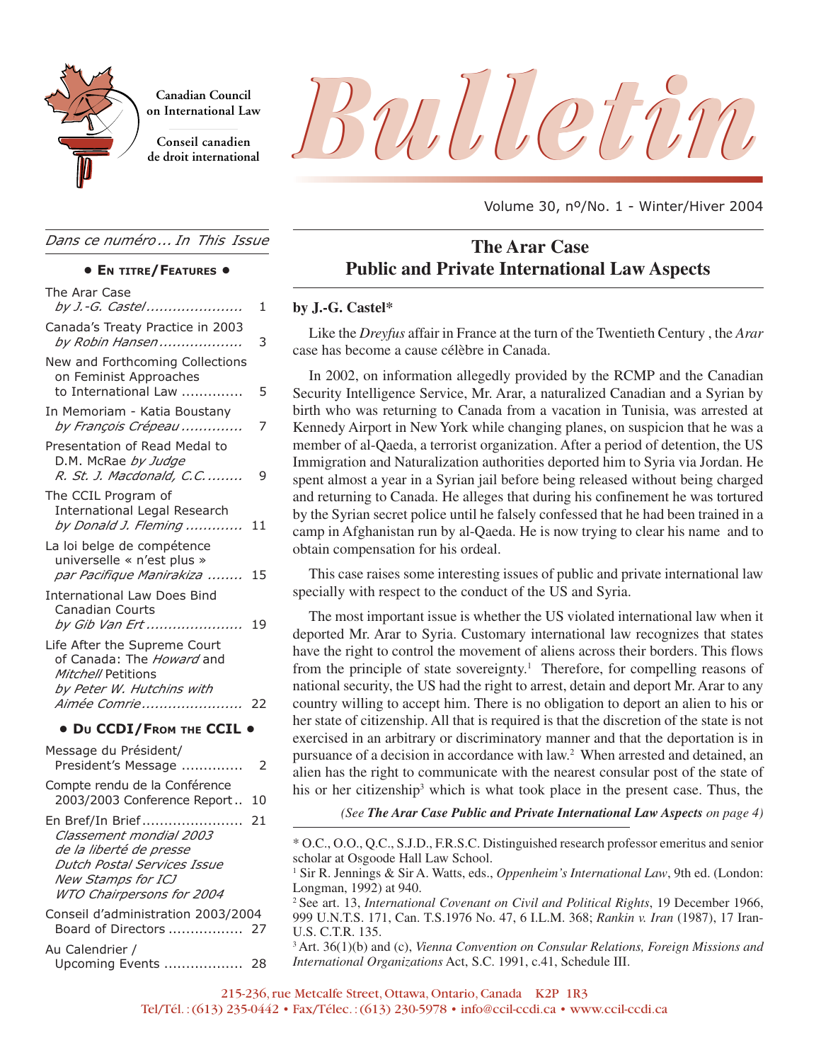Canadian Council on International Law

Conseil canadien de droit international

# Bulletin

Volume 30, nº/No. 1 - Winter/Hiver 2004

*Dans ce numéro ... In This Issue*

**• En titre/Features •**

The Arar Case *by J.-G. Castel* ...... 1

Canada's Treaty Practice in 2003 *by Robin Hansen* ...... 3

New and Forthcoming Collections on Feminist Approaches to International Law ...... 5

In Memoriam - Katia Boustany *by François Crépeau* ...... 7

Presentation of Read Medal to D.M. McRae *by Judge R. St. J. Macdonald, C.C.* ...... 9

The CCIL Program of International Legal Research *by Donald J. Fleming* ...... 11

La loi belge de compétence universelle « n'est plus » *par Pacifique Manirakiza* ...... 15

International Law Does Bind Canadian Courts *by Gib Van Ert* ...... 19

Life After the Supreme Court of Canada: The *Howard* and *Mitchell* Petitions *by Peter W. Hutchins with Aimée Comrie* ...... 22

**• Du CCDI/From the CCIL •**

Message du Président/ President's Message ...... 2

Compte rendu de la Conférence 2003/2003 Conference Report .. 10

En Bref/In Brief ...... 21
*Classement mondial 2003 de la liberté de presse*
*Dutch Postal Services Issue New Stamps for ICJ*
*WTO Chairpersons for 2004*

Conseil d'administration 2003/2004 Board of Directors ...... 27

Au Calendrier / Upcoming Events ...... 28

## The Arar Case
## Public and Private International Law Aspects

**by J.-G. Castel***

Like the *Dreyfus* affair in France at the turn of the Twentieth Century , the *Arar* case has become a cause célèbre in Canada.

In 2002, on information allegedly provided by the RCMP and the Canadian Security Intelligence Service, Mr. Arar, a naturalized Canadian and a Syrian by birth who was returning to Canada from a vacation in Tunisia, was arrested at Kennedy Airport in New York while changing planes, on suspicion that he was a member of al-Qaeda, a terrorist organization. After a period of detention, the US Immigration and Naturalization authorities deported him to Syria via Jordan. He spent almost a year in a Syrian jail before being released without being charged and returning to Canada. He alleges that during his confinement he was tortured by the Syrian secret police until he falsely confessed that he had been trained in a camp in Afghanistan run by al-Qaeda. He is now trying to clear his name and to obtain compensation for his ordeal.

This case raises some interesting issues of public and private international law specially with respect to the conduct of the US and Syria.

The most important issue is whether the US violated international law when it deported Mr. Arar to Syria. Customary international law recognizes that states have the right to control the movement of aliens across their borders. This flows from the principle of state sovereignty.[1] Therefore, for compelling reasons of national security, the US had the right to arrest, detain and deport Mr. Arar to any country willing to accept him. There is no obligation to deport an alien to his or her state of citizenship. All that is required is that the discretion of the state is not exercised in an arbitrary or discriminatory manner and that the deportation is in pursuance of a decision in accordance with law.[2] When arrested and detained, an alien has the right to communicate with the nearest consular post of the state of his or her citizenship[3] which is what took place in the present case. Thus, the

*(See **The Arar Case Public and Private International Law Aspects** on page 4)*

---

\* O.C., O.O., Q.C., S.J.D., F.R.S.C. Distinguished research professor emeritus and senior scholar at Osgoode Hall Law School.

[1] Sir R. Jennings & Sir A. Watts, eds., *Oppenheim's International Law*, 9th ed. (London: Longman, 1992) at 940.

[2] See art. 13, *International Covenant on Civil and Political Rights*, 19 December 1966, 999 U.N.T.S. 171, Can. T.S.1976 No. 47, 6 I.L.M. 368; *Rankin v. Iran* (1987), 17 Iran-U.S. C.T.R. 135.

[3] Art. 36(1)(b) and (c), *Vienna Convention on Consular Relations, Foreign Missions and International Organizations* Act, S.C. 1991, c.41, Schedule III.

215-236, rue Metcalfe Street, Ottawa, Ontario, Canada K2P 1R3
Tel/Tél. : (613) 235-0442 • Fax/Télec. : (613) 230-5978 • info@ccil-ccdi.ca • www.ccil-ccdi.ca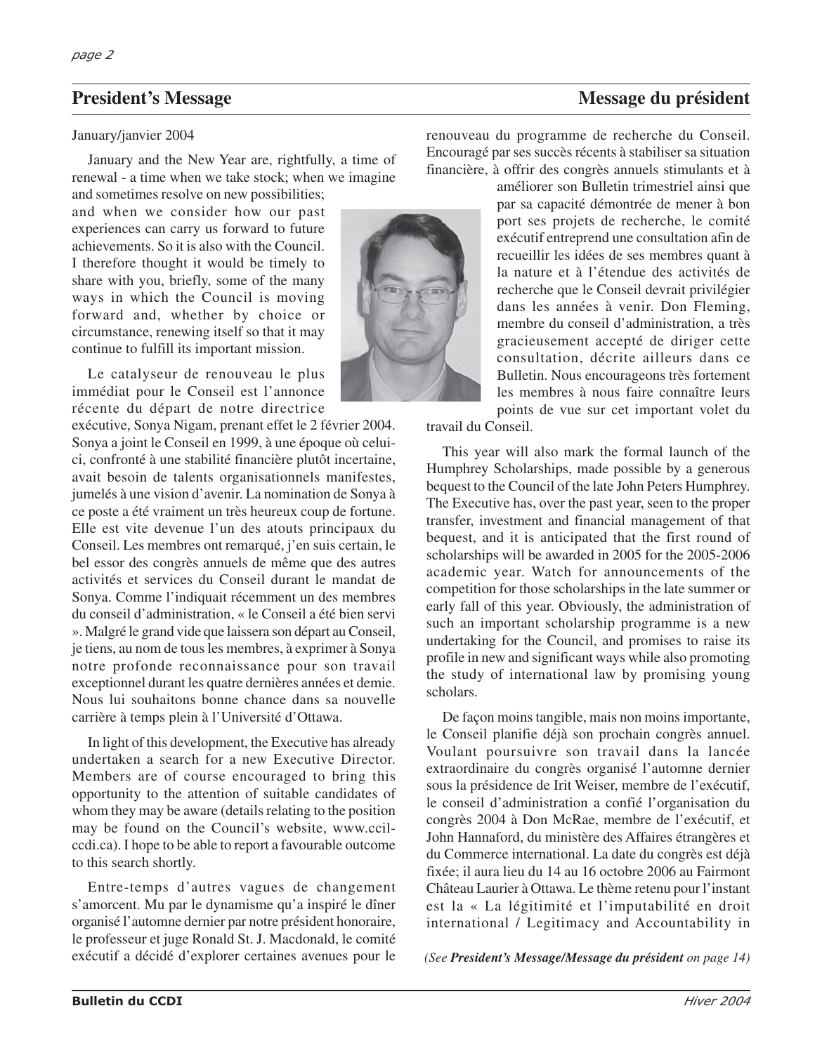## President's Message / Message du président

January/janvier 2004

January and the New Year are, rightfully, a time of renewal - a time when we take stock; when we imagine and sometimes resolve on new possibilities; and when we consider how our past experiences can carry us forward to future achievements. So it is also with the Council. I therefore thought it would be timely to share with you, briefly, some of the many ways in which the Council is moving forward and, whether by choice or circumstance, renewing itself so that it may continue to fulfill its important mission.

Le catalyseur de renouveau le plus immédiat pour le Conseil est l'annonce récente du départ de notre directrice exécutive, Sonya Nigam, prenant effet le 2 février 2004. Sonya a joint le Conseil en 1999, à une époque où celui-ci, confronté à une stabilité financière plutôt incertaine, avait besoin de talents organisationnels manifestes, jumelés à une vision d'avenir. La nomination de Sonya à ce poste a été vraiment un très heureux coup de fortune. Elle est vite devenue l'un des atouts principaux du Conseil. Les membres ont remarqué, j'en suis certain, le bel essor des congrès annuels de même que des autres activités et services du Conseil durant le mandat de Sonya. Comme l'indiquait récemment un des membres du conseil d'administration, « le Conseil a été bien servi ». Malgré le grand vide que laissera son départ au Conseil, je tiens, au nom de tous les membres, à exprimer à Sonya notre profonde reconnaissance pour son travail exceptionnel durant les quatre dernières années et demie. Nous lui souhaitons bonne chance dans sa nouvelle carrière à temps plein à l'Université d'Ottawa.

In light of this development, the Executive has already undertaken a search for a new Executive Director. Members are of course encouraged to bring this opportunity to the attention of suitable candidates of whom they may be aware (details relating to the position may be found on the Council's website, www.ccil-ccdi.ca). I hope to be able to report a favourable outcome to this search shortly.

Entre-temps d'autres vagues de changement s'amorcent. Mu par le dynamisme qu'a inspiré le dîner organisé l'automne dernier par notre président honoraire, le professeur et juge Ronald St. J. Macdonald, le comité exécutif a décidé d'explorer certaines avenues pour le renouveau du programme de recherche du Conseil. Encouragé par ses succès récents à stabiliser sa situation financière, à offrir des congrès annuels stimulants et à améliorer son Bulletin trimestriel ainsi que par sa capacité démontrée de mener à bon port ses projets de recherche, le comité exécutif entreprend une consultation afin de recueillir les idées de ses membres quant à la nature et à l'étendue des activités de recherche que le Conseil devrait privilégier dans les années à venir. Don Fleming, membre du conseil d'administration, a très gracieusement accepté de diriger cette consultation, décrite ailleurs dans ce Bulletin. Nous encourageons très fortement les membres à nous faire connaître leurs points de vue sur cet important volet du travail du Conseil.

This year will also mark the formal launch of the Humphrey Scholarships, made possible by a generous bequest to the Council of the late John Peters Humphrey. The Executive has, over the past year, seen to the proper transfer, investment and financial management of that bequest, and it is anticipated that the first round of scholarships will be awarded in 2005 for the 2005-2006 academic year. Watch for announcements of the competition for those scholarships in the late summer or early fall of this year. Obviously, the administration of such an important scholarship programme is a new undertaking for the Council, and promises to raise its profile in new and significant ways while also promoting the study of international law by promising young scholars.

De façon moins tangible, mais non moins importante, le Conseil planifie déjà son prochain congrès annuel. Voulant poursuivre son travail dans la lancée extraordinaire du congrès organisé l'automne dernier sous la présidence de Irit Weiser, membre de l'exécutif, le conseil d'administration a confié l'organisation du congrès 2004 à Don McRae, membre de l'exécutif, et John Hannaford, du ministère des Affaires étrangères et du Commerce international. La date du congrès est déjà fixée; il aura lieu du 14 au 16 octobre 2006 au Fairmont Château Laurier à Ottawa. Le thème retenu pour l'instant est la « La légitimité et l'imputabilité en droit international / Legitimacy and Accountability in

*(See **President's Message/Message du président** on page 14)*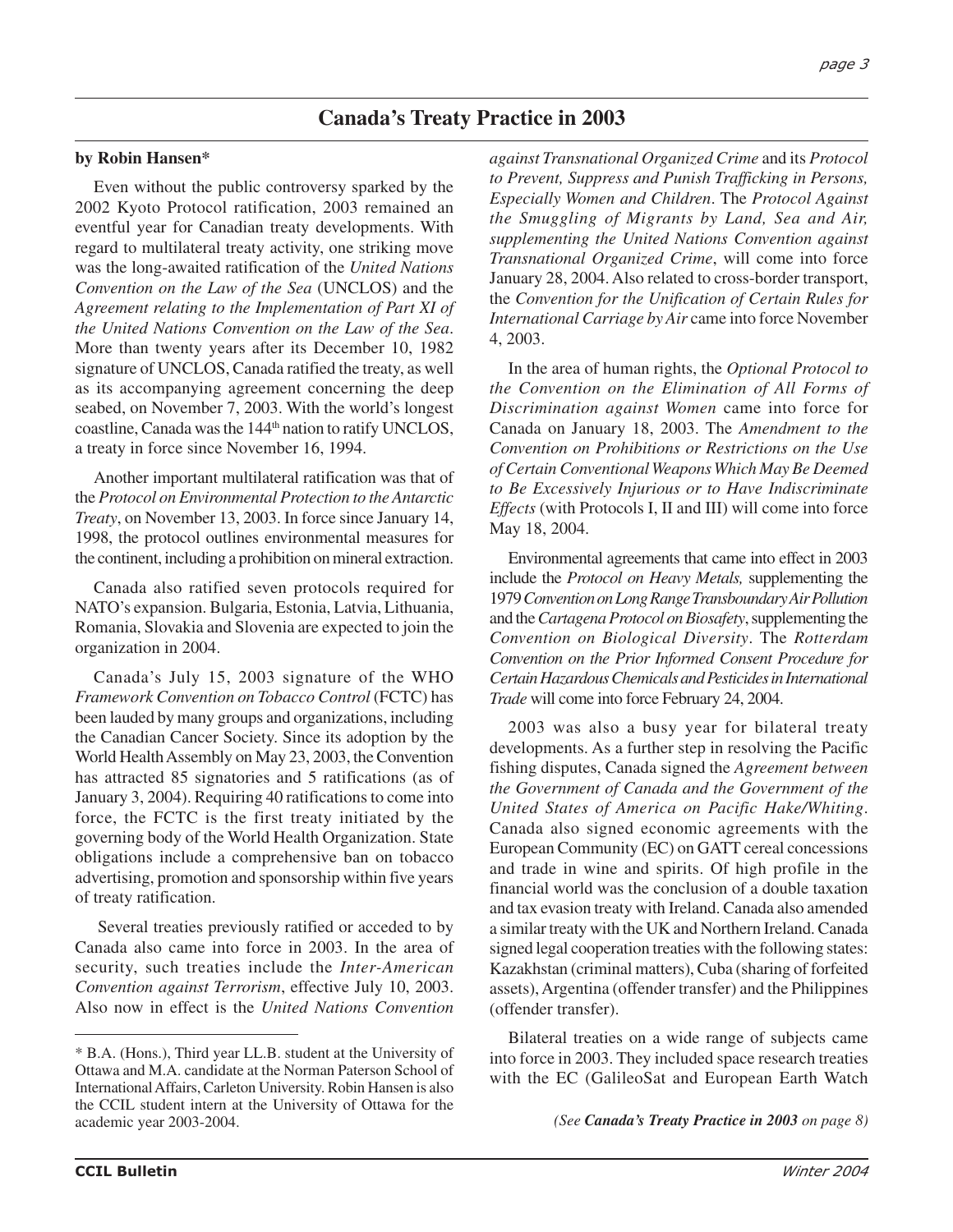## Canada's Treaty Practice in 2003

**by Robin Hansen***

Even without the public controversy sparked by the 2002 Kyoto Protocol ratification, 2003 remained an eventful year for Canadian treaty developments. With regard to multilateral treaty activity, one striking move was the long-awaited ratification of the *United Nations Convention on the Law of the Sea* (UNCLOS) and the *Agreement relating to the Implementation of Part XI of the United Nations Convention on the Law of the Sea*. More than twenty years after its December 10, 1982 signature of UNCLOS, Canada ratified the treaty, as well as its accompanying agreement concerning the deep seabed, on November 7, 2003. With the world's longest coastline, Canada was the 144th nation to ratify UNCLOS, a treaty in force since November 16, 1994.

Another important multilateral ratification was that of the *Protocol on Environmental Protection to the Antarctic Treaty*, on November 13, 2003. In force since January 14, 1998, the protocol outlines environmental measures for the continent, including a prohibition on mineral extraction.

Canada also ratified seven protocols required for NATO's expansion. Bulgaria, Estonia, Latvia, Lithuania, Romania, Slovakia and Slovenia are expected to join the organization in 2004.

Canada's July 15, 2003 signature of the WHO *Framework Convention on Tobacco Control* (FCTC) has been lauded by many groups and organizations, including the Canadian Cancer Society. Since its adoption by the World Health Assembly on May 23, 2003, the Convention has attracted 85 signatories and 5 ratifications (as of January 3, 2004). Requiring 40 ratifications to come into force, the FCTC is the first treaty initiated by the governing body of the World Health Organization. State obligations include a comprehensive ban on tobacco advertising, promotion and sponsorship within five years of treaty ratification.

Several treaties previously ratified or acceded to by Canada also came into force in 2003. In the area of security, such treaties include the *Inter-American Convention against Terrorism*, effective July 10, 2003. Also now in effect is the *United Nations Convention against Transnational Organized Crime* and its *Protocol to Prevent, Suppress and Punish Trafficking in Persons, Especially Women and Children*. The *Protocol Against the Smuggling of Migrants by Land, Sea and Air, supplementing the United Nations Convention against Transnational Organized Crime*, will come into force January 28, 2004. Also related to cross-border transport, the *Convention for the Unification of Certain Rules for International Carriage by Air* came into force November 4, 2003.

In the area of human rights, the *Optional Protocol to the Convention on the Elimination of All Forms of Discrimination against Women* came into force for Canada on January 18, 2003. The *Amendment to the Convention on Prohibitions or Restrictions on the Use of Certain Conventional Weapons Which May Be Deemed to Be Excessively Injurious or to Have Indiscriminate Effects* (with Protocols I, II and III) will come into force May 18, 2004.

Environmental agreements that came into effect in 2003 include the *Protocol on Heavy Metals,* supplementing the 1979 *Convention on Long Range Transboundary Air Pollution* and the *Cartagena Protocol on Biosafety*, supplementing the *Convention on Biological Diversity*. The *Rotterdam Convention on the Prior Informed Consent Procedure for Certain Hazardous Chemicals and Pesticides in International Trade* will come into force February 24, 2004.

2003 was also a busy year for bilateral treaty developments. As a further step in resolving the Pacific fishing disputes, Canada signed the *Agreement between the Government of Canada and the Government of the United States of America on Pacific Hake/Whiting*. Canada also signed economic agreements with the European Community (EC) on GATT cereal concessions and trade in wine and spirits. Of high profile in the financial world was the conclusion of a double taxation and tax evasion treaty with Ireland. Canada also amended a similar treaty with the UK and Northern Ireland. Canada signed legal cooperation treaties with the following states: Kazakhstan (criminal matters), Cuba (sharing of forfeited assets), Argentina (offender transfer) and the Philippines (offender transfer).

Bilateral treaties on a wide range of subjects came into force in 2003. They included space research treaties with the EC (GalileoSat and European Earth Watch

*(See **Canada's Treaty Practice in 2003** on page 8)*

---

\* B.A. (Hons.), Third year LL.B. student at the University of Ottawa and M.A. candidate at the Norman Paterson School of International Affairs, Carleton University. Robin Hansen is also the CCIL student intern at the University of Ottawa for the academic year 2003-2004.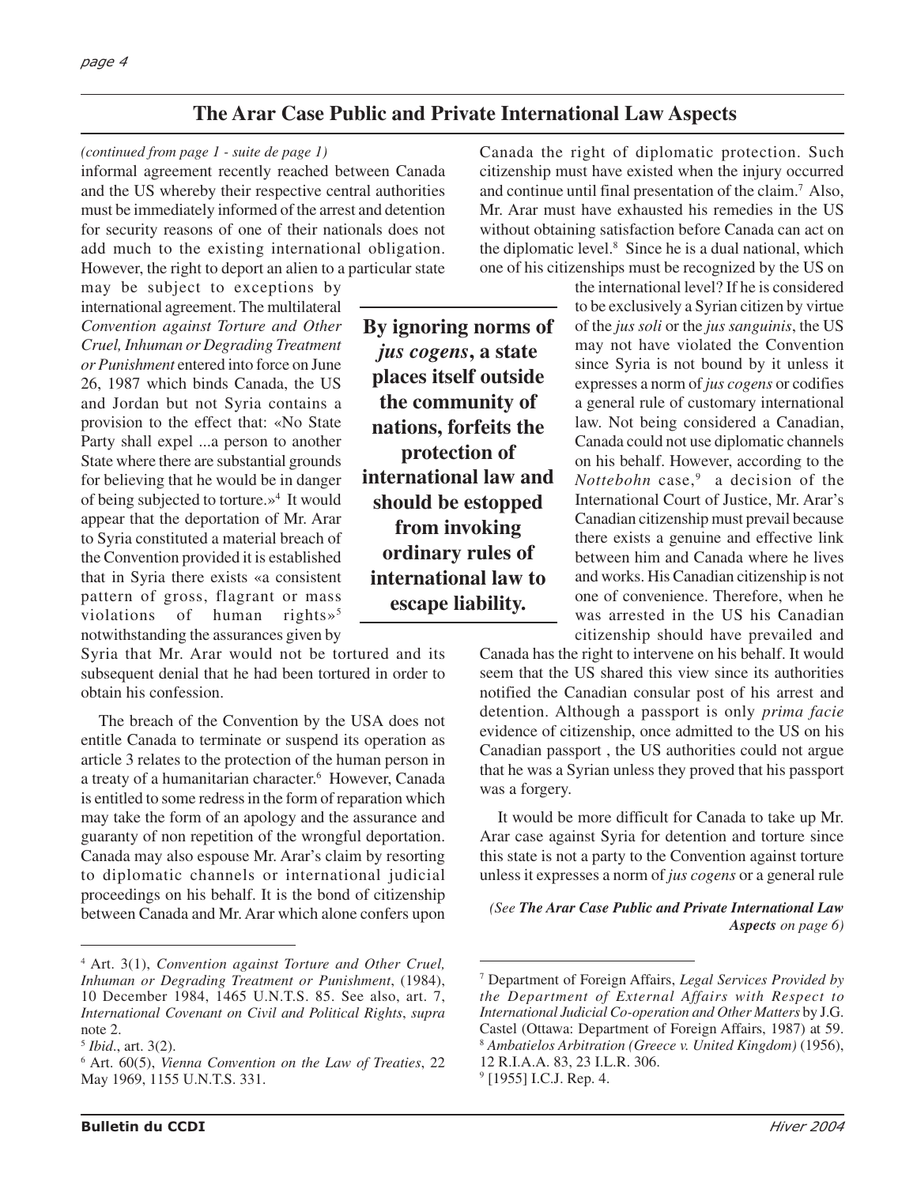## The Arar Case Public and Private International Law Aspects

*(continued from page 1 - suite de page 1)*

informal agreement recently reached between Canada and the US whereby their respective central authorities must be immediately informed of the arrest and detention for security reasons of one of their nationals does not add much to the existing international obligation. However, the right to deport an alien to a particular state may be subject to exceptions by international agreement. The multilateral *Convention against Torture and Other Cruel, Inhuman or Degrading Treatment or Punishment* entered into force on June 26, 1987 which binds Canada, the US and Jordan but not Syria contains a provision to the effect that: «No State Party shall expel ...a person to another State where there are substantial grounds for believing that he would be in danger of being subjected to torture.»[4] It would appear that the deportation of Mr. Arar to Syria constituted a material breach of the Convention provided it is established that in Syria there exists «a consistent pattern of gross, flagrant or mass violations of human rights»[5] notwithstanding the assurances given by Syria that Mr. Arar would not be tortured and its subsequent denial that he had been tortured in order to obtain his confession.

**By ignoring norms of *jus cogens*, a state places itself outside the community of nations, forfeits the protection of international law and should be estopped from invoking ordinary rules of international law to escape liability.**

The breach of the Convention by the USA does not entitle Canada to terminate or suspend its operation as article 3 relates to the protection of the human person in a treaty of a humanitarian character.[6] However, Canada is entitled to some redress in the form of reparation which may take the form of an apology and the assurance and guaranty of non repetition of the wrongful deportation. Canada may also espouse Mr. Arar's claim by resorting to diplomatic channels or international judicial proceedings on his behalf. It is the bond of citizenship between Canada and Mr. Arar which alone confers upon Canada the right of diplomatic protection. Such citizenship must have existed when the injury occurred and continue until final presentation of the claim.[7] Also, Mr. Arar must have exhausted his remedies in the US without obtaining satisfaction before Canada can act on the diplomatic level.[8] Since he is a dual national, which one of his citizenships must be recognized by the US on the international level? If he is considered to be exclusively a Syrian citizen by virtue of the *jus soli* or the *jus sanguinis*, the US may not have violated the Convention since Syria is not bound by it unless it expresses a norm of *jus cogens* or codifies a general rule of customary international law. Not being considered a Canadian, Canada could not use diplomatic channels on his behalf. However, according to the *Nottebohn* case,[9] a decision of the International Court of Justice, Mr. Arar's Canadian citizenship must prevail because there exists a genuine and effective link between him and Canada where he lives and works. His Canadian citizenship is not one of convenience. Therefore, when he was arrested in the US his Canadian citizenship should have prevailed and Canada has the right to intervene on his behalf. It would seem that the US shared this view since its authorities notified the Canadian consular post of his arrest and detention. Although a passport is only *prima facie* evidence of citizenship, once admitted to the US on his Canadian passport , the US authorities could not argue that he was a Syrian unless they proved that his passport was a forgery.

It would be more difficult for Canada to take up Mr. Arar case against Syria for detention and torture since this state is not a party to the Convention against torture unless it expresses a norm of *jus cogens* or a general rule

*(See **The Arar Case Public and Private International Law Aspects** on page 6)*

---

[4] Art. 3(1), *Convention against Torture and Other Cruel, Inhuman or Degrading Treatment or Punishment*, (1984), 10 December 1984, 1465 U.N.T.S. 85. See also, art. 7, *International Covenant on Civil and Political Rights*, *supra* note 2.

[5] *Ibid*., art. 3(2).

[6] Art. 60(5), *Vienna Convention on the Law of Treaties*, 22 May 1969, 1155 U.N.T.S. 331.

[7] Department of Foreign Affairs, *Legal Services Provided by the Department of External Affairs with Respect to International Judicial Co-operation and Other Matters* by J.G. Castel (Ottawa: Department of Foreign Affairs, 1987) at 59.

[8] *Ambatielos Arbitration (Greece v. United Kingdom)* (1956), 12 R.I.A.A. 83, 23 I.L.R. 306.

[9] [1955] I.C.J. Rep. 4.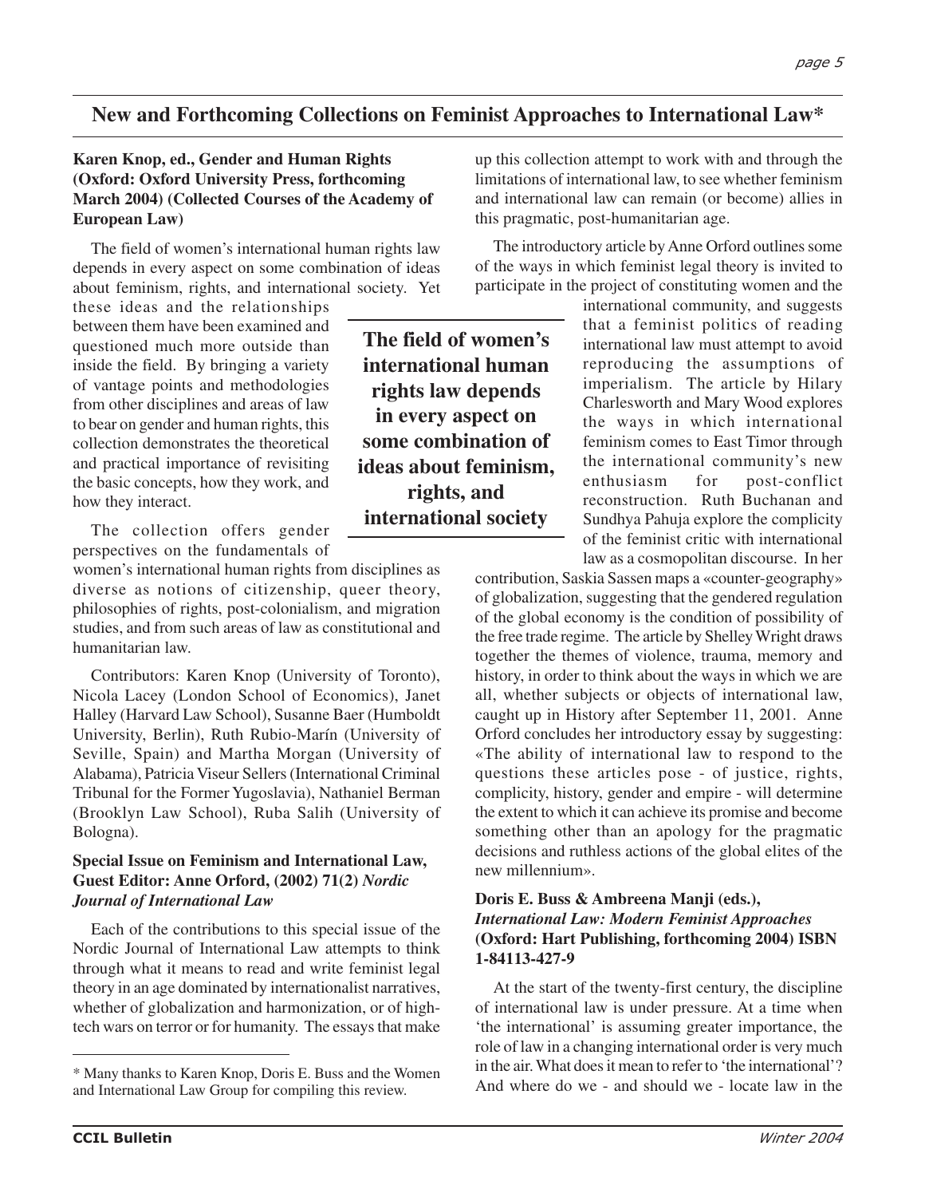## New and Forthcoming Collections on Feminist Approaches to International Law*

### Karen Knop, ed., Gender and Human Rights (Oxford: Oxford University Press, forthcoming March 2004) (Collected Courses of the Academy of European Law)

The field of women's international human rights law depends in every aspect on some combination of ideas about feminism, rights, and international society. Yet these ideas and the relationships between them have been examined and questioned much more outside than inside the field. By bringing a variety of vantage points and methodologies from other disciplines and areas of law to bear on gender and human rights, this collection demonstrates the theoretical and practical importance of revisiting the basic concepts, how they work, and how they interact.

**The field of women's international human rights law depends in every aspect on some combination of ideas about feminism, rights, and international society**

The collection offers gender perspectives on the fundamentals of women's international human rights from disciplines as diverse as notions of citizenship, queer theory, philosophies of rights, post-colonialism, and migration studies, and from such areas of law as constitutional and humanitarian law.

Contributors: Karen Knop (University of Toronto), Nicola Lacey (London School of Economics), Janet Halley (Harvard Law School), Susanne Baer (Humboldt University, Berlin), Ruth Rubio-Marín (University of Seville, Spain) and Martha Morgan (University of Alabama), Patricia Viseur Sellers (International Criminal Tribunal for the Former Yugoslavia), Nathaniel Berman (Brooklyn Law School), Ruba Salih (University of Bologna).

### Special Issue on Feminism and International Law, Guest Editor: Anne Orford, (2002) 71(2) *Nordic Journal of International Law*

Each of the contributions to this special issue of the Nordic Journal of International Law attempts to think through what it means to read and write feminist legal theory in an age dominated by internationalist narratives, whether of globalization and harmonization, or of high-tech wars on terror or for humanity. The essays that make up this collection attempt to work with and through the limitations of international law, to see whether feminism and international law can remain (or become) allies in this pragmatic, post-humanitarian age.

The introductory article by Anne Orford outlines some of the ways in which feminist legal theory is invited to participate in the project of constituting women and the international community, and suggests that a feminist politics of reading international law must attempt to avoid reproducing the assumptions of imperialism. The article by Hilary Charlesworth and Mary Wood explores the ways in which international feminism comes to East Timor through the international community's new enthusiasm for post-conflict reconstruction. Ruth Buchanan and Sundhya Pahuja explore the complicity of the feminist critic with international law as a cosmopolitan discourse. In her contribution, Saskia Sassen maps a «counter-geography» of globalization, suggesting that the gendered regulation of the global economy is the condition of possibility of the free trade regime. The article by Shelley Wright draws together the themes of violence, trauma, memory and history, in order to think about the ways in which we are all, whether subjects or objects of international law, caught up in History after September 11, 2001. Anne Orford concludes her introductory essay by suggesting: «The ability of international law to respond to the questions these articles pose - of justice, rights, complicity, history, gender and empire - will determine the extent to which it can achieve its promise and become something other than an apology for the pragmatic decisions and ruthless actions of the global elites of the new millennium».

### Doris E. Buss & Ambreena Manji (eds.), *International Law: Modern Feminist Approaches* (Oxford: Hart Publishing, forthcoming 2004) ISBN 1-84113-427-9

At the start of the twenty-first century, the discipline of international law is under pressure. At a time when 'the international' is assuming greater importance, the role of law in a changing international order is very much in the air. What does it mean to refer to 'the international'? And where do we - and should we - locate law in the

---

* Many thanks to Karen Knop, Doris E. Buss and the Women and International Law Group for compiling this review.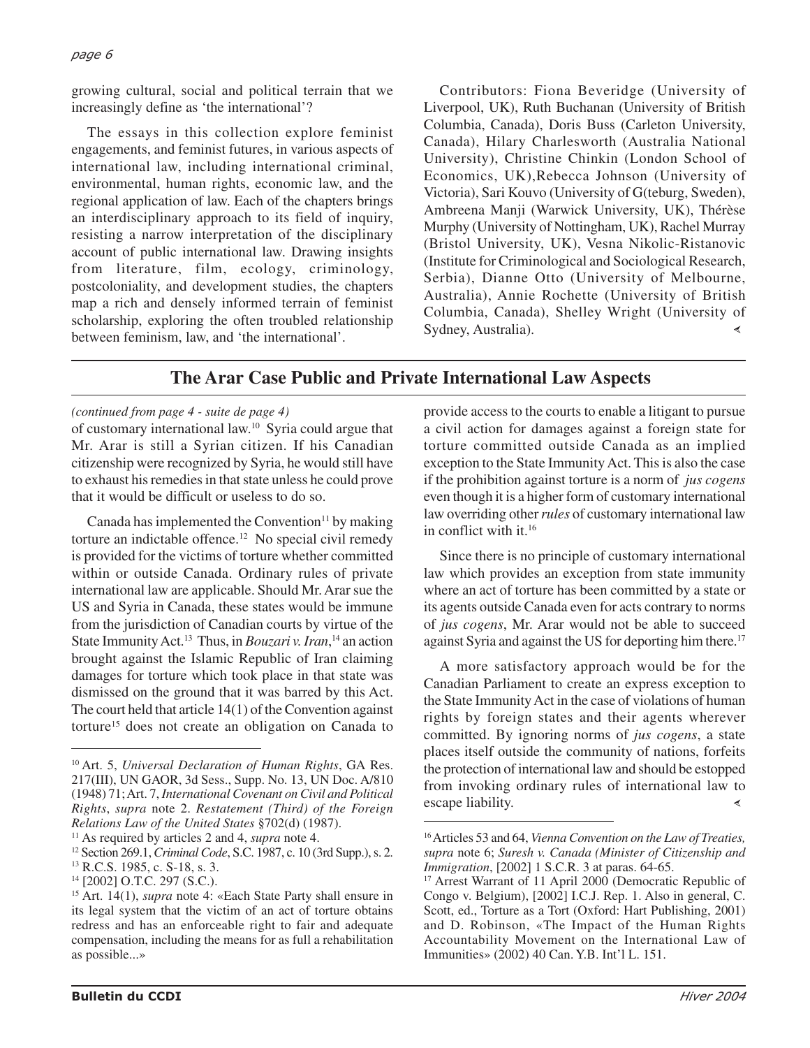growing cultural, social and political terrain that we increasingly define as 'the international'?

The essays in this collection explore feminist engagements, and feminist futures, in various aspects of international law, including international criminal, environmental, human rights, economic law, and the regional application of law. Each of the chapters brings an interdisciplinary approach to its field of inquiry, resisting a narrow interpretation of the disciplinary account of public international law. Drawing insights from literature, film, ecology, criminology, postcoloniality, and development studies, the chapters map a rich and densely informed terrain of feminist scholarship, exploring the often troubled relationship between feminism, law, and 'the international'.

Contributors: Fiona Beveridge (University of Liverpool, UK), Ruth Buchanan (University of British Columbia, Canada), Doris Buss (Carleton University, Canada), Hilary Charlesworth (Australia National University), Christine Chinkin (London School of Economics, UK),Rebecca Johnson (University of Victoria), Sari Kouvo (University of G(teburg, Sweden), Ambreena Manji (Warwick University, UK), Thérèse Murphy (University of Nottingham, UK), Rachel Murray (Bristol University, UK), Vesna Nikolic-Ristanovic (Institute for Criminological and Sociological Research, Serbia), Dianne Otto (University of Melbourne, Australia), Annie Rochette (University of British Columbia, Canada), Shelley Wright (University of Sydney, Australia).

## The Arar Case Public and Private International Law Aspects

*(continued from page 4 - suite de page 4)*

of customary international law.[10] Syria could argue that Mr. Arar is still a Syrian citizen. If his Canadian citizenship were recognized by Syria, he would still have to exhaust his remedies in that state unless he could prove that it would be difficult or useless to do so.

Canada has implemented the Convention[11] by making torture an indictable offence.[12] No special civil remedy is provided for the victims of torture whether committed within or outside Canada. Ordinary rules of private international law are applicable. Should Mr. Arar sue the US and Syria in Canada, these states would be immune from the jurisdiction of Canadian courts by virtue of the State Immunity Act.[13] Thus, in *Bouzari v. Iran*,[14] an action brought against the Islamic Republic of Iran claiming damages for torture which took place in that state was dismissed on the ground that it was barred by this Act. The court held that article 14(1) of the Convention against torture[15] does not create an obligation on Canada to provide access to the courts to enable a litigant to pursue a civil action for damages against a foreign state for torture committed outside Canada as an implied exception to the State Immunity Act. This is also the case if the prohibition against torture is a norm of *jus cogens* even though it is a higher form of customary international law overriding other *rules* of customary international law in conflict with it.[16]

Since there is no principle of customary international law which provides an exception from state immunity where an act of torture has been committed by a state or its agents outside Canada even for acts contrary to norms of *jus cogens*, Mr. Arar would not be able to succeed against Syria and against the US for deporting him there.[17]

A more satisfactory approach would be for the Canadian Parliament to create an express exception to the State Immunity Act in the case of violations of human rights by foreign states and their agents wherever committed. By ignoring norms of *jus cogens*, a state places itself outside the community of nations, forfeits the protection of international law and should be estopped from invoking ordinary rules of international law to escape liability.

---

[10] Art. 5, *Universal Declaration of Human Rights*, GA Res. 217(III), UN GAOR, 3d Sess., Supp. No. 13, UN Doc. A/810 (1948) 71; Art. 7, *International Covenant on Civil and Political Rights*, *supra* note 2. *Restatement (Third) of the Foreign Relations Law of the United States* §702(d) (1987).

[11] As required by articles 2 and 4, *supra* note 4.

[12] Section 269.1, *Criminal Code*, S.C. 1987, c. 10 (3rd Supp.), s. 2.

[13] R.C.S. 1985, c. S-18, s. 3.

[14] [2002] O.T.C. 297 (S.C.).

[15] Art. 14(1), *supra* note 4: «Each State Party shall ensure in its legal system that the victim of an act of torture obtains redress and has an enforceable right to fair and adequate compensation, including the means for as full a rehabilitation as possible...»

[16] Articles 53 and 64, *Vienna Convention on the Law of Treaties*, *supra* note 6; *Suresh v. Canada (Minister of Citizenship and Immigration*, [2002] 1 S.C.R. 3 at paras. 64-65.

[17] Arrest Warrant of 11 April 2000 (Democratic Republic of Congo v. Belgium), [2002] I.C.J. Rep. 1. Also in general, C. Scott, ed., Torture as a Tort (Oxford: Hart Publishing, 2001) and D. Robinson, «The Impact of the Human Rights Accountability Movement on the International Law of Immunities» (2002) 40 Can. Y.B. Int'l L. 151.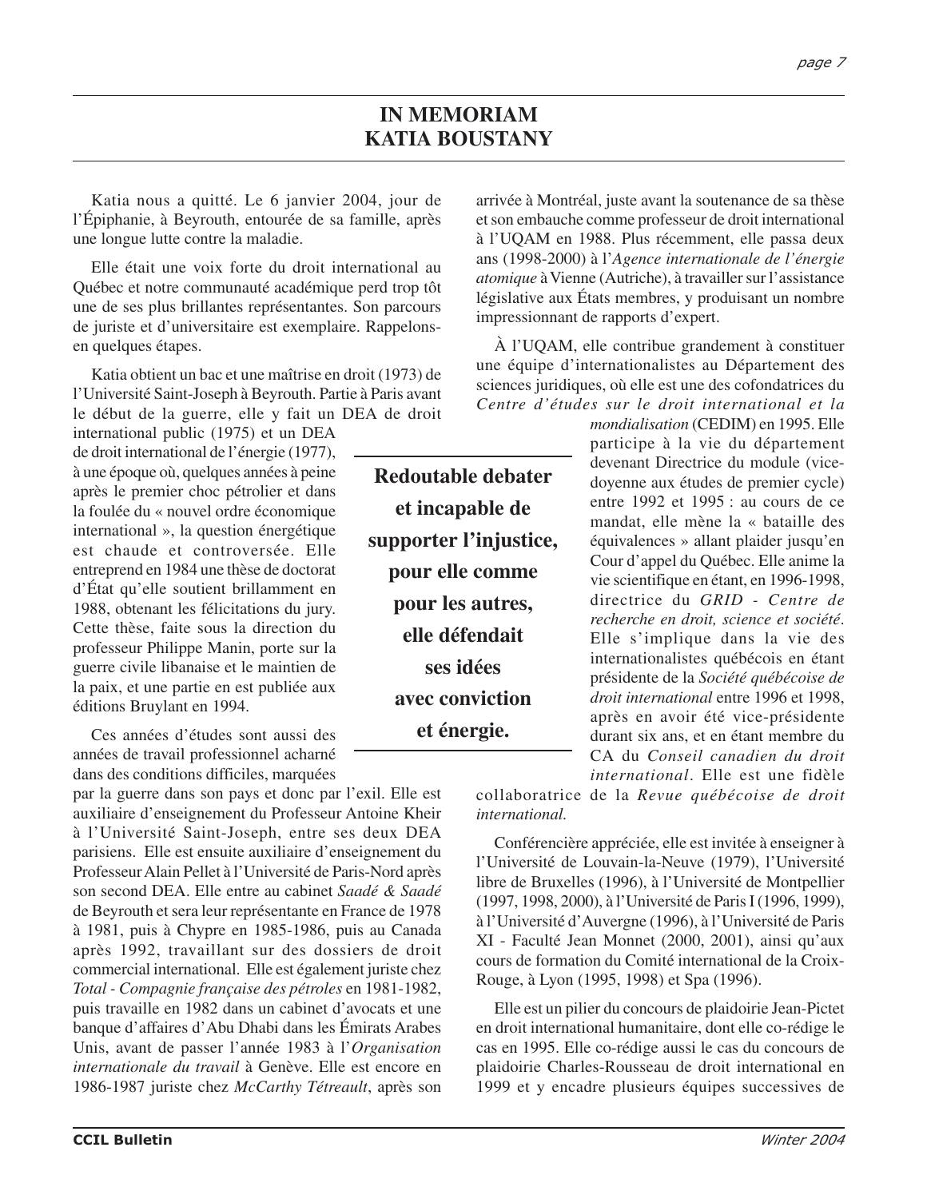# IN MEMORIAM
# KATIA BOUSTANY

Katia nous a quitté. Le 6 janvier 2004, jour de l'Épiphanie, à Beyrouth, entourée de sa famille, après une longue lutte contre la maladie.

Elle était une voix forte du droit international au Québec et notre communauté académique perd trop tôt une de ses plus brillantes représentantes. Son parcours de juriste et d'universitaire est exemplaire. Rappelons-en quelques étapes.

Katia obtient un bac et une maîtrise en droit (1973) de l'Université Saint-Joseph à Beyrouth. Partie à Paris avant le début de la guerre, elle y fait un DEA de droit international public (1975) et un DEA de droit international de l'énergie (1977), à une époque où, quelques années à peine après le premier choc pétrolier et dans la foulée du « nouvel ordre économique international », la question énergétique est chaude et controversée. Elle entreprend en 1984 une thèse de doctorat d'État qu'elle soutient brillamment en 1988, obtenant les félicitations du jury. Cette thèse, faite sous la direction du professeur Philippe Manin, porte sur la guerre civile libanaise et le maintien de la paix, et une partie en est publiée aux éditions Bruylant en 1994.

Ces années d'études sont aussi des années de travail professionnel acharné dans des conditions difficiles, marquées par la guerre dans son pays et donc par l'exil. Elle est auxiliaire d'enseignement du Professeur Antoine Kheir à l'Université Saint-Joseph, entre ses deux DEA parisiens. Elle est ensuite auxiliaire d'enseignement du Professeur Alain Pellet à l'Université de Paris-Nord après son second DEA. Elle entre au cabinet *Saadé & Saadé* de Beyrouth et sera leur représentante en France de 1978 à 1981, puis à Chypre en 1985-1986, puis au Canada après 1992, travaillant sur des dossiers de droit commercial international. Elle est également juriste chez *Total - Compagnie française des pétroles* en 1981-1982, puis travaille en 1982 dans un cabinet d'avocats et une banque d'affaires d'Abu Dhabi dans les Émirats Arabes Unis, avant de passer l'année 1983 à l'*Organisation internationale du travail* à Genève. Elle est encore en 1986-1987 juriste chez *McCarthy Tétreault*, après son arrivée à Montréal, juste avant la soutenance de sa thèse et son embauche comme professeur de droit international à l'UQAM en 1988. Plus récemment, elle passa deux ans (1998-2000) à l'*Agence internationale de l'énergie atomique* à Vienne (Autriche), à travailler sur l'assistance législative aux États membres, y produisant un nombre impressionnant de rapports d'expert.

**Redoutable debater et incapable de supporter l'injustice, pour elle comme pour les autres, elle défendait ses idées avec conviction et énergie.**

À l'UQAM, elle contribue grandement à constituer une équipe d'internationalistes au Département des sciences juridiques, où elle est une des cofondatrices du *Centre d'études sur le droit international et la mondialisation* (CEDIM) en 1995. Elle participe à la vie du département devenant Directrice du module (vice-doyenne aux études de premier cycle) entre 1992 et 1995 : au cours de ce mandat, elle mène la « bataille des équivalences » allant plaider jusqu'en Cour d'appel du Québec. Elle anime la vie scientifique en étant, en 1996-1998, directrice du *GRID - Centre de recherche en droit, science et société*. Elle s'implique dans la vie des internationalistes québécois en étant présidente de la *Société québécoise de droit international* entre 1996 et 1998, après en avoir été vice-présidente durant six ans, et en étant membre du CA du *Conseil canadien du droit international*. Elle est une fidèle collaboratrice de la *Revue québécoise de droit international.*

Conférencière appréciée, elle est invitée à enseigner à l'Université de Louvain-la-Neuve (1979), l'Université libre de Bruxelles (1996), à l'Université de Montpellier (1997, 1998, 2000), à l'Université de Paris I (1996, 1999), à l'Université d'Auvergne (1996), à l'Université de Paris XI - Faculté Jean Monnet (2000, 2001), ainsi qu'aux cours de formation du Comité international de la Croix-Rouge, à Lyon (1995, 1998) et Spa (1996).

Elle est un pilier du concours de plaidoirie Jean-Pictet en droit international humanitaire, dont elle co-rédige le cas en 1995. Elle co-rédige aussi le cas du concours de plaidoirie Charles-Rousseau de droit international en 1999 et y encadre plusieurs équipes successives de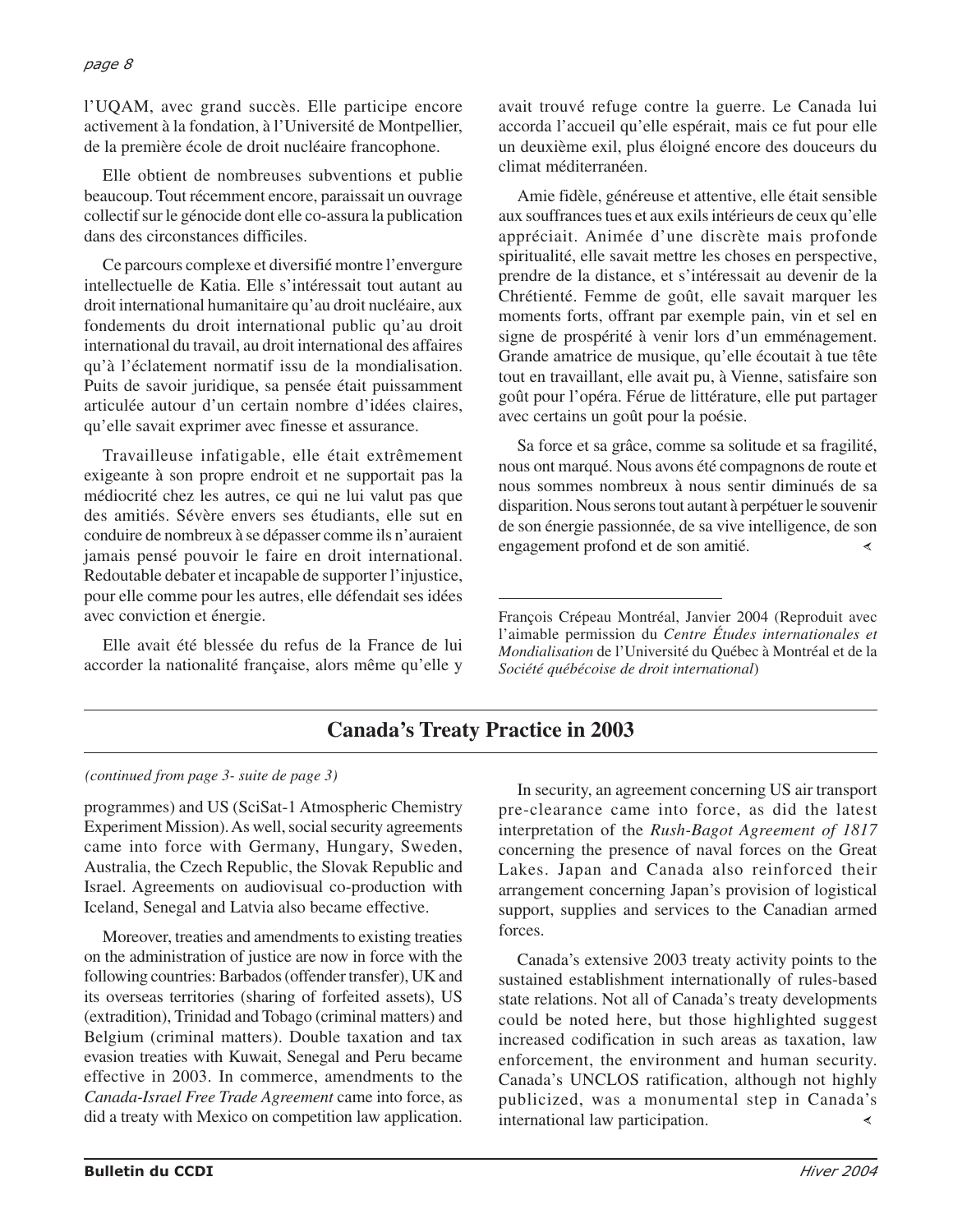l'UQAM, avec grand succès. Elle participe encore activement à la fondation, à l'Université de Montpellier, de la première école de droit nucléaire francophone.

Elle obtient de nombreuses subventions et publie beaucoup. Tout récemment encore, paraissait un ouvrage collectif sur le génocide dont elle co-assura la publication dans des circonstances difficiles.

Ce parcours complexe et diversifié montre l'envergure intellectuelle de Katia. Elle s'intéressait tout autant au droit international humanitaire qu'au droit nucléaire, aux fondements du droit international public qu'au droit international du travail, au droit international des affaires qu'à l'éclatement normatif issu de la mondialisation. Puits de savoir juridique, sa pensée était puissamment articulée autour d'un certain nombre d'idées claires, qu'elle savait exprimer avec finesse et assurance.

Travailleuse infatigable, elle était extrêmement exigeante à son propre endroit et ne supportait pas la médiocrité chez les autres, ce qui ne lui valut pas que des amitiés. Sévère envers ses étudiants, elle sut en conduire de nombreux à se dépasser comme ils n'auraient jamais pensé pouvoir le faire en droit international. Redoutable debater et incapable de supporter l'injustice, pour elle comme pour les autres, elle défendait ses idées avec conviction et énergie.

Elle avait été blessée du refus de la France de lui accorder la nationalité française, alors même qu'elle y avait trouvé refuge contre la guerre. Le Canada lui accorda l'accueil qu'elle espérait, mais ce fut pour elle un deuxième exil, plus éloigné encore des douceurs du climat méditerranéen.

Amie fidèle, généreuse et attentive, elle était sensible aux souffrances tues et aux exils intérieurs de ceux qu'elle appréciait. Animée d'une discrète mais profonde spiritualité, elle savait mettre les choses en perspective, prendre de la distance, et s'intéressait au devenir de la Chrétienté. Femme de goût, elle savait marquer les moments forts, offrant par exemple pain, vin et sel en signe de prospérité à venir lors d'un emménagement. Grande amatrice de musique, qu'elle écoutait à tue tête tout en travaillant, elle avait pu, à Vienne, satisfaire son goût pour l'opéra. Férue de littérature, elle put partager avec certains un goût pour la poésie.

Sa force et sa grâce, comme sa solitude et sa fragilité, nous ont marqué. Nous avons été compagnons de route et nous sommes nombreux à nous sentir diminués de sa disparition. Nous serons tout autant à perpétuer le souvenir de son énergie passionnée, de sa vive intelligence, de son engagement profond et de son amitié.

---

François Crépeau Montréal, Janvier 2004 (Reproduit avec l'aimable permission du *Centre Études internationales et Mondialisation* de l'Université du Québec à Montréal et de la *Société québécoise de droit international*)

## Canada's Treaty Practice in 2003

*(continued from page 3- suite de page 3)*

programmes) and US (SciSat-1 Atmospheric Chemistry Experiment Mission). As well, social security agreements came into force with Germany, Hungary, Sweden, Australia, the Czech Republic, the Slovak Republic and Israel. Agreements on audiovisual co-production with Iceland, Senegal and Latvia also became effective.

Moreover, treaties and amendments to existing treaties on the administration of justice are now in force with the following countries: Barbados (offender transfer), UK and its overseas territories (sharing of forfeited assets), US (extradition), Trinidad and Tobago (criminal matters) and Belgium (criminal matters). Double taxation and tax evasion treaties with Kuwait, Senegal and Peru became effective in 2003. In commerce, amendments to the *Canada-Israel Free Trade Agreement* came into force, as did a treaty with Mexico on competition law application.

In security, an agreement concerning US air transport pre-clearance came into force, as did the latest interpretation of the *Rush-Bagot Agreement of 1817* concerning the presence of naval forces on the Great Lakes. Japan and Canada also reinforced their arrangement concerning Japan's provision of logistical support, supplies and services to the Canadian armed forces.

Canada's extensive 2003 treaty activity points to the sustained establishment internationally of rules-based state relations. Not all of Canada's treaty developments could be noted here, but those highlighted suggest increased codification in such areas as taxation, law enforcement, the environment and human security. Canada's UNCLOS ratification, although not highly publicized, was a monumental step in Canada's international law participation.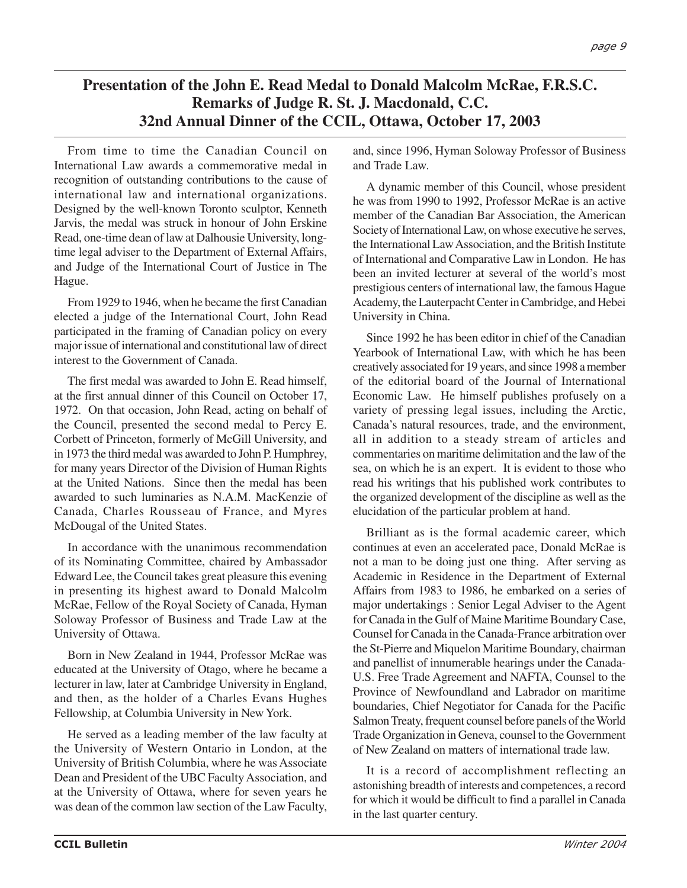## Presentation of the John E. Read Medal to Donald Malcolm McRae, F.R.S.C.
## Remarks of Judge R. St. J. Macdonald, C.C.
## 32nd Annual Dinner of the CCIL, Ottawa, October 17, 2003

From time to time the Canadian Council on International Law awards a commemorative medal in recognition of outstanding contributions to the cause of international law and international organizations. Designed by the well-known Toronto sculptor, Kenneth Jarvis, the medal was struck in honour of John Erskine Read, one-time dean of law at Dalhousie University, long-time legal adviser to the Department of External Affairs, and Judge of the International Court of Justice in The Hague.

From 1929 to 1946, when he became the first Canadian elected a judge of the International Court, John Read participated in the framing of Canadian policy on every major issue of international and constitutional law of direct interest to the Government of Canada.

The first medal was awarded to John E. Read himself, at the first annual dinner of this Council on October 17, 1972. On that occasion, John Read, acting on behalf of the Council, presented the second medal to Percy E. Corbett of Princeton, formerly of McGill University, and in 1973 the third medal was awarded to John P. Humphrey, for many years Director of the Division of Human Rights at the United Nations. Since then the medal has been awarded to such luminaries as N.A.M. MacKenzie of Canada, Charles Rousseau of France, and Myres McDougal of the United States.

In accordance with the unanimous recommendation of its Nominating Committee, chaired by Ambassador Edward Lee, the Council takes great pleasure this evening in presenting its highest award to Donald Malcolm McRae, Fellow of the Royal Society of Canada, Hyman Soloway Professor of Business and Trade Law at the University of Ottawa.

Born in New Zealand in 1944, Professor McRae was educated at the University of Otago, where he became a lecturer in law, later at Cambridge University in England, and then, as the holder of a Charles Evans Hughes Fellowship, at Columbia University in New York.

He served as a leading member of the law faculty at the University of Western Ontario in London, at the University of British Columbia, where he was Associate Dean and President of the UBC Faculty Association, and at the University of Ottawa, where for seven years he was dean of the common law section of the Law Faculty, and, since 1996, Hyman Soloway Professor of Business and Trade Law.

A dynamic member of this Council, whose president he was from 1990 to 1992, Professor McRae is an active member of the Canadian Bar Association, the American Society of International Law, on whose executive he serves, the International Law Association, and the British Institute of International and Comparative Law in London. He has been an invited lecturer at several of the world's most prestigious centers of international law, the famous Hague Academy, the Lauterpacht Center in Cambridge, and Hebei University in China.

Since 1992 he has been editor in chief of the Canadian Yearbook of International Law, with which he has been creatively associated for 19 years, and since 1998 a member of the editorial board of the Journal of International Economic Law. He himself publishes profusely on a variety of pressing legal issues, including the Arctic, Canada's natural resources, trade, and the environment, all in addition to a steady stream of articles and commentaries on maritime delimitation and the law of the sea, on which he is an expert. It is evident to those who read his writings that his published work contributes to the organized development of the discipline as well as the elucidation of the particular problem at hand.

Brilliant as is the formal academic career, which continues at even an accelerated pace, Donald McRae is not a man to be doing just one thing. After serving as Academic in Residence in the Department of External Affairs from 1983 to 1986, he embarked on a series of major undertakings : Senior Legal Adviser to the Agent for Canada in the Gulf of Maine Maritime Boundary Case, Counsel for Canada in the Canada-France arbitration over the St-Pierre and Miquelon Maritime Boundary, chairman and panellist of innumerable hearings under the Canada-U.S. Free Trade Agreement and NAFTA, Counsel to the Province of Newfoundland and Labrador on maritime boundaries, Chief Negotiator for Canada for the Pacific Salmon Treaty, frequent counsel before panels of the World Trade Organization in Geneva, counsel to the Government of New Zealand on matters of international trade law.

It is a record of accomplishment reflecting an astonishing breadth of interests and competences, a record for which it would be difficult to find a parallel in Canada in the last quarter century.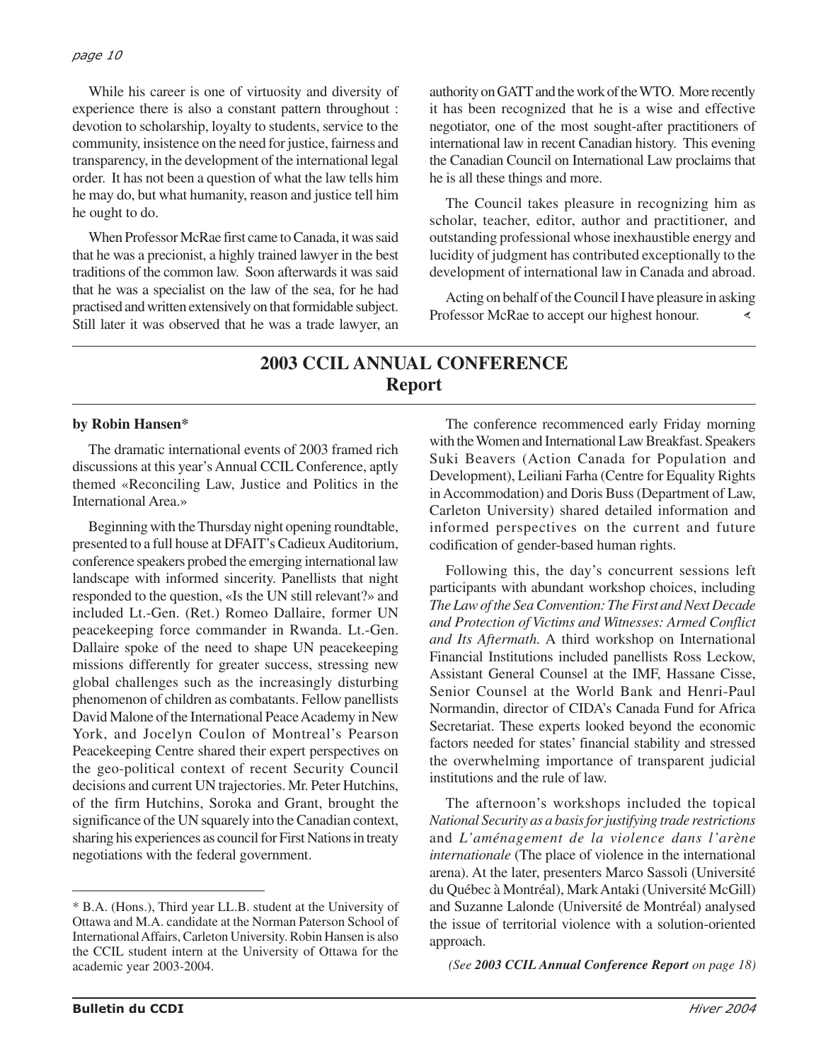While his career is one of virtuosity and diversity of experience there is also a constant pattern throughout : devotion to scholarship, loyalty to students, service to the community, insistence on the need for justice, fairness and transparency, in the development of the international legal order. It has not been a question of what the law tells him he may do, but what humanity, reason and justice tell him he ought to do.

When Professor McRae first came to Canada, it was said that he was a precionist, a highly trained lawyer in the best traditions of the common law. Soon afterwards it was said that he was a specialist on the law of the sea, for he had practised and written extensively on that formidable subject. Still later it was observed that he was a trade lawyer, an authority on GATT and the work of the WTO. More recently it has been recognized that he is a wise and effective negotiator, one of the most sought-after practitioners of international law in recent Canadian history. This evening the Canadian Council on International Law proclaims that he is all these things and more.

The Council takes pleasure in recognizing him as scholar, teacher, editor, author and practitioner, and outstanding professional whose inexhaustible energy and lucidity of judgment has contributed exceptionally to the development of international law in Canada and abroad.

Acting on behalf of the Council I have pleasure in asking Professor McRae to accept our highest honour.

## 2003 CCIL ANNUAL CONFERENCE Report

**by Robin Hansen***

The dramatic international events of 2003 framed rich discussions at this year's Annual CCIL Conference, aptly themed «Reconciling Law, Justice and Politics in the International Area.»

Beginning with the Thursday night opening roundtable, presented to a full house at DFAIT's Cadieux Auditorium, conference speakers probed the emerging international law landscape with informed sincerity. Panellists that night responded to the question, «Is the UN still relevant?» and included Lt.-Gen. (Ret.) Romeo Dallaire, former UN peacekeeping force commander in Rwanda. Lt.-Gen. Dallaire spoke of the need to shape UN peacekeeping missions differently for greater success, stressing new global challenges such as the increasingly disturbing phenomenon of children as combatants. Fellow panellists David Malone of the International Peace Academy in New York, and Jocelyn Coulon of Montreal's Pearson Peacekeeping Centre shared their expert perspectives on the geo-political context of recent Security Council decisions and current UN trajectories. Mr. Peter Hutchins, of the firm Hutchins, Soroka and Grant, brought the significance of the UN squarely into the Canadian context, sharing his experiences as council for First Nations in treaty negotiations with the federal government.

The conference recommenced early Friday morning with the Women and International Law Breakfast. Speakers Suki Beavers (Action Canada for Population and Development), Leiliani Farha (Centre for Equality Rights in Accommodation) and Doris Buss (Department of Law, Carleton University) shared detailed information and informed perspectives on the current and future codification of gender-based human rights.

Following this, the day's concurrent sessions left participants with abundant workshop choices, including *The Law of the Sea Convention: The First and Next Decade and Protection of Victims and Witnesses: Armed Conflict and Its Aftermath.* A third workshop on International Financial Institutions included panellists Ross Leckow, Assistant General Counsel at the IMF, Hassane Cisse, Senior Counsel at the World Bank and Henri-Paul Normandin, director of CIDA's Canada Fund for Africa Secretariat. These experts looked beyond the economic factors needed for states' financial stability and stressed the overwhelming importance of transparent judicial institutions and the rule of law.

The afternoon's workshops included the topical *National Security as a basis for justifying trade restrictions* and *L'aménagement de la violence dans l'arène internationale* (The place of violence in the international arena). At the later, presenters Marco Sassoli (Université du Québec à Montréal), Mark Antaki (Université McGill) and Suzanne Lalonde (Université de Montréal) analysed the issue of territorial violence with a solution-oriented approach.

*(See **2003 CCIL Annual Conference Report** on page 18)*

---

* B.A. (Hons.), Third year LL.B. student at the University of Ottawa and M.A. candidate at the Norman Paterson School of International Affairs, Carleton University. Robin Hansen is also the CCIL student intern at the University of Ottawa for the academic year 2003-2004.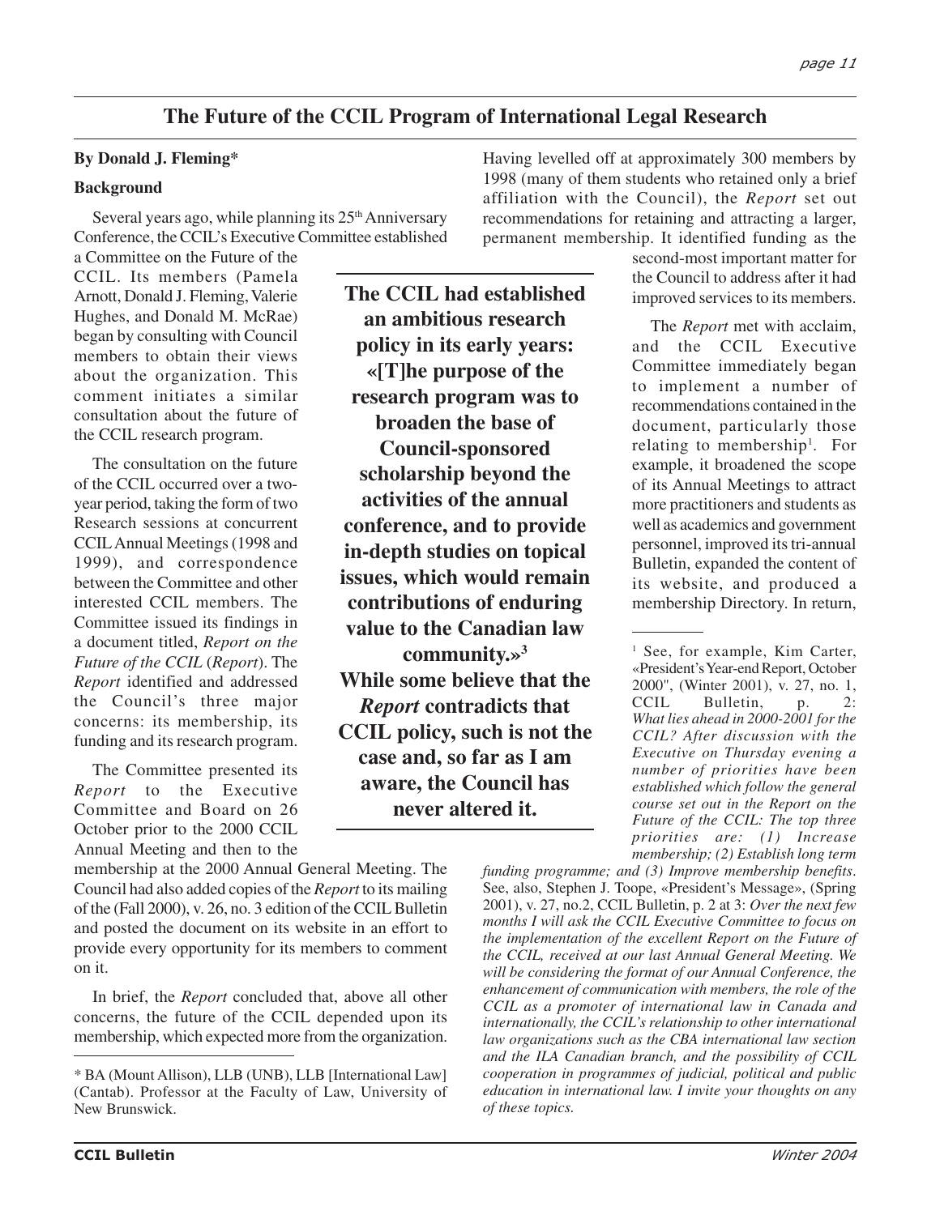# The Future of the CCIL Program of International Legal Research

**By Donald J. Fleming***

**Background**

Several years ago, while planning its 25th Anniversary Conference, the CCIL's Executive Committee established a Committee on the Future of the CCIL. Its members (Pamela Arnott, Donald J. Fleming, Valerie Hughes, and Donald M. McRae) began by consulting with Council members to obtain their views about the organization. This comment initiates a similar consultation about the future of the CCIL research program.

The consultation on the future of the CCIL occurred over a two-year period, taking the form of two Research sessions at concurrent CCIL Annual Meetings (1998 and 1999), and correspondence between the Committee and other interested CCIL members. The Committee issued its findings in a document titled, *Report on the Future of the CCIL* (*Report*). The *Report* identified and addressed the Council's three major concerns: its membership, its funding and its research program.

The Committee presented its *Report* to the Executive Committee and Board on 26 October prior to the 2000 CCIL Annual Meeting and then to the membership at the 2000 Annual General Meeting. The Council had also added copies of the *Report* to its mailing of the (Fall 2000), v. 26, no. 3 edition of the CCIL Bulletin and posted the document on its website in an effort to provide every opportunity for its members to comment on it.

In brief, the *Report* concluded that, above all other concerns, the future of the CCIL depended upon its membership, which expected more from the organization. Having levelled off at approximately 300 members by 1998 (many of them students who retained only a brief affiliation with the Council), the *Report* set out recommendations for retaining and attracting a larger, permanent membership. It identified funding as the second-most important matter for the Council to address after it had improved services to its members.

**The CCIL had established an ambitious research policy in its early years: «[T]he purpose of the research program was to broaden the base of Council-sponsored scholarship beyond the activities of the annual conference, and to provide in-depth studies on topical issues, which would remain contributions of enduring value to the Canadian law community.»[3] While some believe that the *Report* contradicts that CCIL policy, such is not the case and, so far as I am aware, the Council has never altered it.**

The *Report* met with acclaim, and the CCIL Executive Committee immediately began to implement a number of recommendations contained in the document, particularly those relating to membership[1]. For example, it broadened the scope of its Annual Meetings to attract more practitioners and students as well as academics and government personnel, improved its tri-annual Bulletin, expanded the content of its website, and produced a membership Directory. In return,

---

\* BA (Mount Allison), LLB (UNB), LLB [International Law] (Cantab). Professor at the Faculty of Law, University of New Brunswick.

[1] See, for example, Kim Carter, «President's Year-end Report, October 2000", (Winter 2001), v. 27, no. 1, CCIL Bulletin, p. 2: *What lies ahead in 2000-2001 for the CCIL? After discussion with the Executive on Thursday evening a number of priorities have been established which follow the general course set out in the Report on the Future of the CCIL: The top three priorities are: (1) Increase membership; (2) Establish long term funding programme; and (3) Improve membership benefits.* See, also, Stephen J. Toope, «President's Message», (Spring 2001), v. 27, no.2, CCIL Bulletin, p. 2 at 3: *Over the next few months I will ask the CCIL Executive Committee to focus on the implementation of the excellent Report on the Future of the CCIL, received at our last Annual General Meeting. We will be considering the format of our Annual Conference, the enhancement of communication with members, the role of the CCIL as a promoter of international law in Canada and internationally, the CCIL's relationship to other international law organizations such as the CBA international law section and the ILA Canadian branch, and the possibility of CCIL cooperation in programmes of judicial, political and public education in international law. I invite your thoughts on any of these topics.*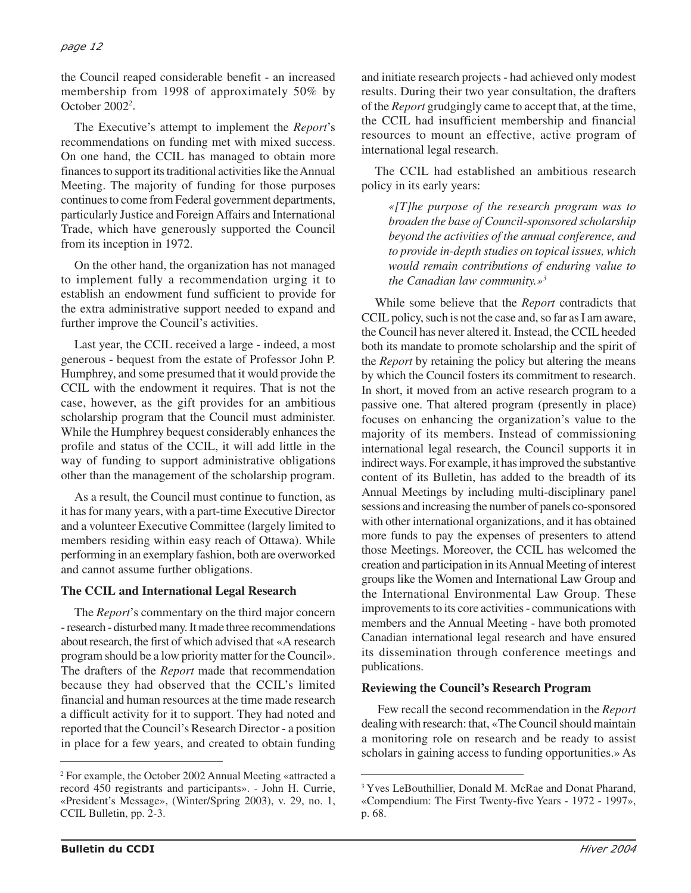the Council reaped considerable benefit - an increased membership from 1998 of approximately 50% by October 2002[2].

The Executive's attempt to implement the *Report*'s recommendations on funding met with mixed success. On one hand, the CCIL has managed to obtain more finances to support its traditional activities like the Annual Meeting. The majority of funding for those purposes continues to come from Federal government departments, particularly Justice and Foreign Affairs and International Trade, which have generously supported the Council from its inception in 1972.

On the other hand, the organization has not managed to implement fully a recommendation urging it to establish an endowment fund sufficient to provide for the extra administrative support needed to expand and further improve the Council's activities.

Last year, the CCIL received a large - indeed, a most generous - bequest from the estate of Professor John P. Humphrey, and some presumed that it would provide the CCIL with the endowment it requires. That is not the case, however, as the gift provides for an ambitious scholarship program that the Council must administer. While the Humphrey bequest considerably enhances the profile and status of the CCIL, it will add little in the way of funding to support administrative obligations other than the management of the scholarship program.

As a result, the Council must continue to function, as it has for many years, with a part-time Executive Director and a volunteer Executive Committee (largely limited to members residing within easy reach of Ottawa). While performing in an exemplary fashion, both are overworked and cannot assume further obligations.

**The CCIL and International Legal Research**

The *Report*'s commentary on the third major concern - research - disturbed many. It made three recommendations about research, the first of which advised that «A research program should be a low priority matter for the Council». The drafters of the *Report* made that recommendation because they had observed that the CCIL's limited financial and human resources at the time made research a difficult activity for it to support. They had noted and reported that the Council's Research Director - a position in place for a few years, and created to obtain funding and initiate research projects - had achieved only modest results. During their two year consultation, the drafters of the *Report* grudgingly came to accept that, at the time, the CCIL had insufficient membership and financial resources to mount an effective, active program of international legal research.

The CCIL had established an ambitious research policy in its early years:

> *«[T]he purpose of the research program was to broaden the base of Council-sponsored scholarship beyond the activities of the annual conference, and to provide in-depth studies on topical issues, which would remain contributions of enduring value to the Canadian law community.»*[3]

While some believe that the *Report* contradicts that CCIL policy, such is not the case and, so far as I am aware, the Council has never altered it. Instead, the CCIL heeded both its mandate to promote scholarship and the spirit of the *Report* by retaining the policy but altering the means by which the Council fosters its commitment to research. In short, it moved from an active research program to a passive one. That altered program (presently in place) focuses on enhancing the organization's value to the majority of its members. Instead of commissioning international legal research, the Council supports it in indirect ways. For example, it has improved the substantive content of its Bulletin, has added to the breadth of its Annual Meetings by including multi-disciplinary panel sessions and increasing the number of panels co-sponsored with other international organizations, and it has obtained more funds to pay the expenses of presenters to attend those Meetings. Moreover, the CCIL has welcomed the creation and participation in its Annual Meeting of interest groups like the Women and International Law Group and the International Environmental Law Group. These improvements to its core activities - communications with members and the Annual Meeting - have both promoted Canadian international legal research and have ensured its dissemination through conference meetings and publications.

**Reviewing the Council's Research Program**

Few recall the second recommendation in the *Report* dealing with research: that, «The Council should maintain a monitoring role on research and be ready to assist scholars in gaining access to funding opportunities.» As

---

[2] For example, the October 2002 Annual Meeting «attracted a record 450 registrants and participants». - John H. Currie, «President's Message», (Winter/Spring 2003), v. 29, no. 1, CCIL Bulletin, pp. 2-3.

[3] Yves LeBouthillier, Donald M. McRae and Donat Pharand, «Compendium: The First Twenty-five Years - 1972 - 1997», p. 68.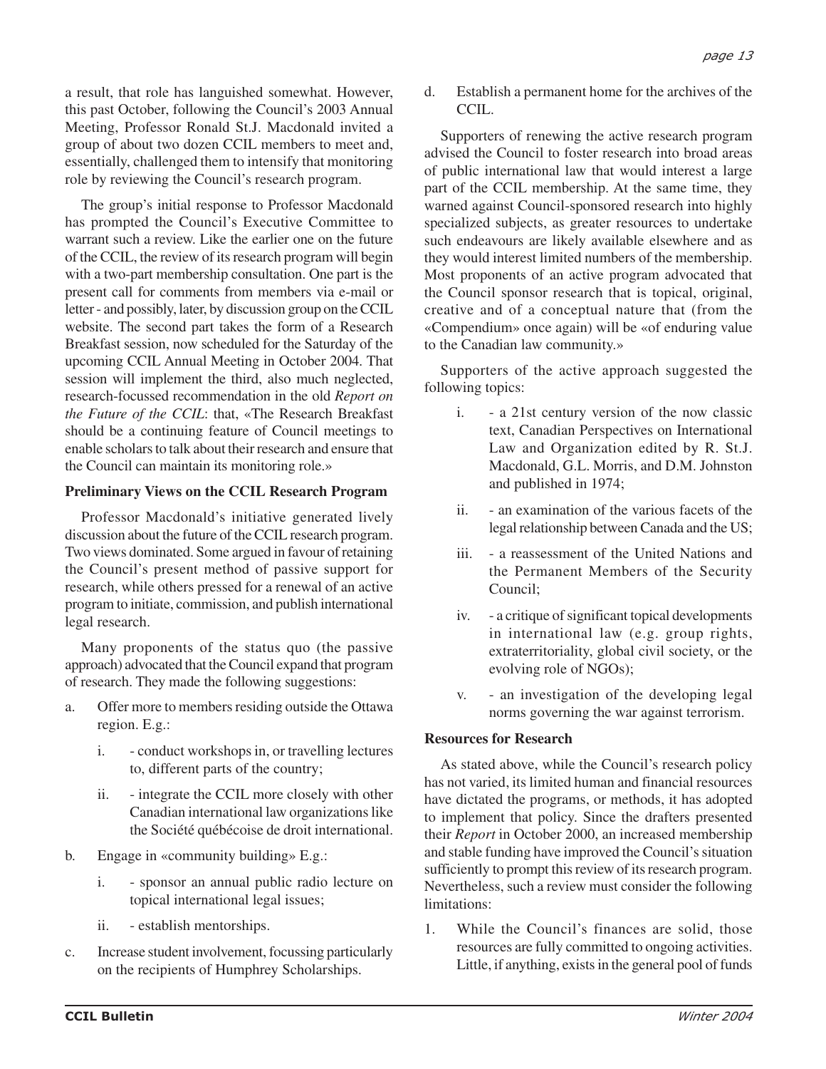a result, that role has languished somewhat. However, this past October, following the Council's 2003 Annual Meeting, Professor Ronald St.J. Macdonald invited a group of about two dozen CCIL members to meet and, essentially, challenged them to intensify that monitoring role by reviewing the Council's research program.

The group's initial response to Professor Macdonald has prompted the Council's Executive Committee to warrant such a review. Like the earlier one on the future of the CCIL, the review of its research program will begin with a two-part membership consultation. One part is the present call for comments from members via e-mail or letter - and possibly, later, by discussion group on the CCIL website. The second part takes the form of a Research Breakfast session, now scheduled for the Saturday of the upcoming CCIL Annual Meeting in October 2004. That session will implement the third, also much neglected, research-focussed recommendation in the old *Report on the Future of the CCIL*: that, «The Research Breakfast should be a continuing feature of Council meetings to enable scholars to talk about their research and ensure that the Council can maintain its monitoring role.»

**Preliminary Views on the CCIL Research Program**

Professor Macdonald's initiative generated lively discussion about the future of the CCIL research program. Two views dominated. Some argued in favour of retaining the Council's present method of passive support for research, while others pressed for a renewal of an active program to initiate, commission, and publish international legal research.

Many proponents of the status quo (the passive approach) advocated that the Council expand that program of research. They made the following suggestions:

a. Offer more to members residing outside the Ottawa region. E.g.:
   i. - conduct workshops in, or travelling lectures to, different parts of the country;
   ii. - integrate the CCIL more closely with other Canadian international law organizations like the Société québécoise de droit international.
b. Engage in «community building» E.g.:
   i. - sponsor an annual public radio lecture on topical international legal issues;
   ii. - establish mentorships.
c. Increase student involvement, focussing particularly on the recipients of Humphrey Scholarships.
d. Establish a permanent home for the archives of the CCIL.

Supporters of renewing the active research program advised the Council to foster research into broad areas of public international law that would interest a large part of the CCIL membership. At the same time, they warned against Council-sponsored research into highly specialized subjects, as greater resources to undertake such endeavours are likely available elsewhere and as they would interest limited numbers of the membership. Most proponents of an active program advocated that the Council sponsor research that is topical, original, creative and of a conceptual nature that (from the «Compendium» once again) will be «of enduring value to the Canadian law community.»

Supporters of the active approach suggested the following topics:

i. - a 21st century version of the now classic text, Canadian Perspectives on International Law and Organization edited by R. St.J. Macdonald, G.L. Morris, and D.M. Johnston and published in 1974;
ii. - an examination of the various facets of the legal relationship between Canada and the US;
iii. - a reassessment of the United Nations and the Permanent Members of the Security Council;
iv. - a critique of significant topical developments in international law (e.g. group rights, extraterritoriality, global civil society, or the evolving role of NGOs);
v. - an investigation of the developing legal norms governing the war against terrorism.

**Resources for Research**

As stated above, while the Council's research policy has not varied, its limited human and financial resources have dictated the programs, or methods, it has adopted to implement that policy. Since the drafters presented their *Report* in October 2000, an increased membership and stable funding have improved the Council's situation sufficiently to prompt this review of its research program. Nevertheless, such a review must consider the following limitations:

1. While the Council's finances are solid, those resources are fully committed to ongoing activities. Little, if anything, exists in the general pool of funds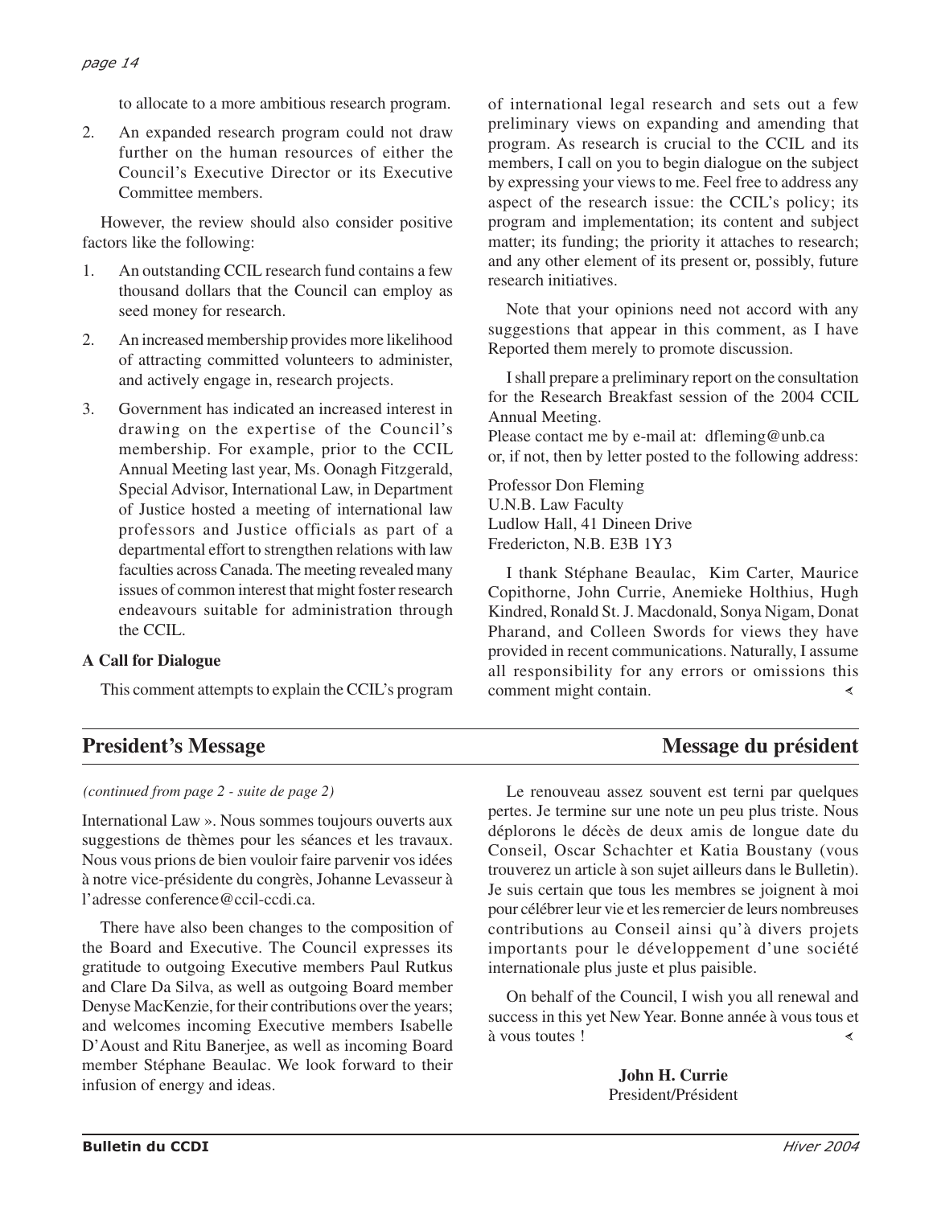to allocate to a more ambitious research program.

2. An expanded research program could not draw further on the human resources of either the Council's Executive Director or its Executive Committee members.

However, the review should also consider positive factors like the following:

1. An outstanding CCIL research fund contains a few thousand dollars that the Council can employ as seed money for research.
2. An increased membership provides more likelihood of attracting committed volunteers to administer, and actively engage in, research projects.
3. Government has indicated an increased interest in drawing on the expertise of the Council's membership. For example, prior to the CCIL Annual Meeting last year, Ms. Oonagh Fitzgerald, Special Advisor, International Law, in Department of Justice hosted a meeting of international law professors and Justice officials as part of a departmental effort to strengthen relations with law faculties across Canada. The meeting revealed many issues of common interest that might foster research endeavours suitable for administration through the CCIL.

**A Call for Dialogue**

This comment attempts to explain the CCIL's program of international legal research and sets out a few preliminary views on expanding and amending that program. As research is crucial to the CCIL and its members, I call on you to begin dialogue on the subject by expressing your views to me. Feel free to address any aspect of the research issue: the CCIL's policy; its program and implementation; its content and subject matter; its funding; the priority it attaches to research; and any other element of its present or, possibly, future research initiatives.

Note that your opinions need not accord with any suggestions that appear in this comment, as I have Reported them merely to promote discussion.

I shall prepare a preliminary report on the consultation for the Research Breakfast session of the 2004 CCIL Annual Meeting.
Please contact me by e-mail at: dfleming@unb.ca
or, if not, then by letter posted to the following address:

Professor Don Fleming
U.N.B. Law Faculty
Ludlow Hall, 41 Dineen Drive
Fredericton, N.B. E3B 1Y3

I thank Stéphane Beaulac, Kim Carter, Maurice Copithorne, John Currie, Anemieke Holthius, Hugh Kindred, Ronald St. J. Macdonald, Sonya Nigam, Donat Pharand, and Colleen Swords for views they have provided in recent communications. Naturally, I assume all responsibility for any errors or omissions this comment might contain.

## President's Message / Message du président

*(continued from page 2 - suite de page 2)*

International Law ». Nous sommes toujours ouverts aux suggestions de thèmes pour les séances et les travaux. Nous vous prions de bien vouloir faire parvenir vos idées à notre vice-présidente du congrès, Johanne Levasseur à l'adresse conference@ccil-ccdi.ca.

There have also been changes to the composition of the Board and Executive. The Council expresses its gratitude to outgoing Executive members Paul Rutkus and Clare Da Silva, as well as outgoing Board member Denyse MacKenzie, for their contributions over the years; and welcomes incoming Executive members Isabelle D'Aoust and Ritu Banerjee, as well as incoming Board member Stéphane Beaulac. We look forward to their infusion of energy and ideas.

Le renouveau assez souvent est terni par quelques pertes. Je termine sur une note un peu plus triste. Nous déplorons le décès de deux amis de longue date du Conseil, Oscar Schachter et Katia Boustany (vous trouverez un article à son sujet ailleurs dans le Bulletin). Je suis certain que tous les membres se joignent à moi pour célébrer leur vie et les remercier de leurs nombreuses contributions au Conseil ainsi qu'à divers projets importants pour le développement d'une société internationale plus juste et plus paisible.

On behalf of the Council, I wish you all renewal and success in this yet New Year. Bonne année à vous tous et à vous toutes !

**John H. Currie**
President/Président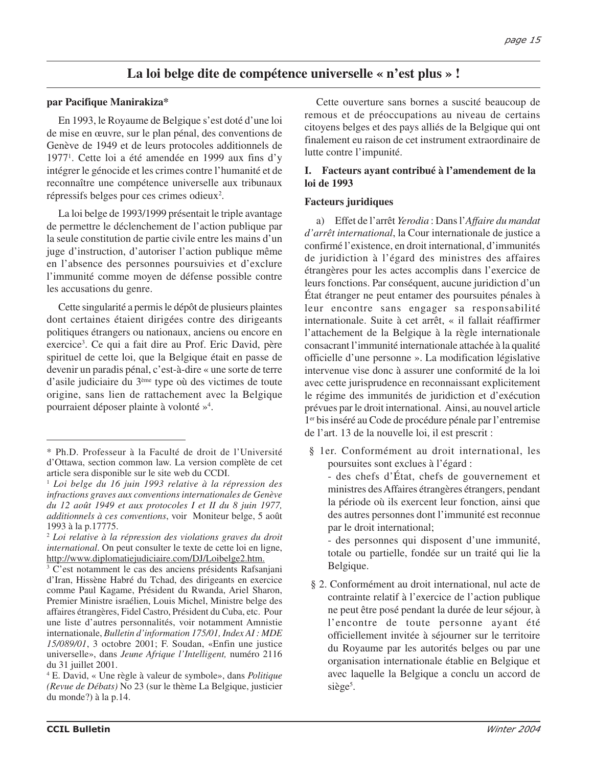# La loi belge dite de compétence universelle « n'est plus » !

**par Pacifique Manirakiza***

En 1993, le Royaume de Belgique s'est doté d'une loi de mise en œuvre, sur le plan pénal, des conventions de Genève de 1949 et de leurs protocoles additionnels de 1977[1]. Cette loi a été amendée en 1999 aux fins d'y intégrer le génocide et les crimes contre l'humanité et de reconnaître une compétence universelle aux tribunaux répressifs belges pour ces crimes odieux[2].

La loi belge de 1993/1999 présentait le triple avantage de permettre le déclenchement de l'action publique par la seule constitution de partie civile entre les mains d'un juge d'instruction, d'autoriser l'action publique même en l'absence des personnes poursuivies et d'exclure l'immunité comme moyen de défense possible contre les accusations du genre.

Cette singularité a permis le dépôt de plusieurs plaintes dont certaines étaient dirigées contre des dirigeants politiques étrangers ou nationaux, anciens ou encore en exercice[3]. Ce qui a fait dire au Prof. Eric David, père spirituel de cette loi, que la Belgique était en passe de devenir un paradis pénal, c'est-à-dire « une sorte de terre d'asile judiciaire du 3ème type où des victimes de toute origine, sans lien de rattachement avec la Belgique pourraient déposer plainte à volonté »[4].

Cette ouverture sans bornes a suscité beaucoup de remous et de préoccupations au niveau de certains citoyens belges et des pays alliés de la Belgique qui ont finalement eu raison de cet instrument extraordinaire de lutte contre l'impunité.

## I. Facteurs ayant contribué à l'amendement de la loi de 1993

### Facteurs juridiques

a) Effet de l'arrêt *Yerodia* : Dans l'*Affaire du mandat d'arrêt international*, la Cour internationale de justice a confirmé l'existence, en droit international, d'immunités de juridiction à l'égard des ministres des affaires étrangères pour les actes accomplis dans l'exercice de leurs fonctions. Par conséquent, aucune juridiction d'un État étranger ne peut entamer des poursuites pénales à leur encontre sans engager sa responsabilité internationale. Suite à cet arrêt, « il fallait réaffirmer l'attachement de la Belgique à la règle internationale consacrant l'immunité internationale attachée à la qualité officielle d'une personne ». La modification législative intervenue vise donc à assurer une conformité de la loi avec cette jurisprudence en reconnaissant explicitement le régime des immunités de juridiction et d'exécution prévues par le droit international. Ainsi, au nouvel article 1er bis inséré au Code de procédure pénale par l'entremise de l'art. 13 de la nouvelle loi, il est prescrit :

> § 1er. Conformément au droit international, les poursuites sont exclues à l'égard :
>
> - des chefs d'État, chefs de gouvernement et ministres des Affaires étrangères étrangers, pendant la période où ils exercent leur fonction, ainsi que des autres personnes dont l'immunité est reconnue par le droit international;
>
> - des personnes qui disposent d'une immunité, totale ou partielle, fondée sur un traité qui lie la Belgique.
>
> § 2. Conformément au droit international, nul acte de contrainte relatif à l'exercice de l'action publique ne peut être posé pendant la durée de leur séjour, à l'encontre de toute personne ayant été officiellement invitée à séjourner sur le territoire du Royaume par les autorités belges ou par une organisation internationale établie en Belgique et avec laquelle la Belgique a conclu un accord de siège[5].

---

\* Ph.D. Professeur à la Faculté de droit de l'Université d'Ottawa, section common law. La version complète de cet article sera disponible sur le site web du CCDI.

[1] *Loi belge du 16 juin 1993 relative à la répression des infractions graves aux conventions internationales de Genève du 12 août 1949 et aux protocoles I et II du 8 juin 1977, additionnels à ces conventions*, voir Moniteur belge, 5 août 1993 à la p.17775.

[2] *Loi relative à la répression des violations graves du droit international*. On peut consulter le texte de cette loi en ligne, http://www.diplomatiejudiciaire.com/DJ/Loibelge2.htm.

[3] C'est notamment le cas des anciens présidents Rafsanjani d'Iran, Hissène Habré du Tchad, des dirigeants en exercice comme Paul Kagame, Président du Rwanda, Ariel Sharon, Premier Ministre israélien, Louis Michel, Ministre belge des affaires étrangères, Fidel Castro, Président du Cuba, etc. Pour une liste d'autres personnalités, voir notamment Amnistie internationale, *Bulletin d'information 175/01, Index AI : MDE 15/089/01*, 3 octobre 2001; F. Soudan, «Enfin une justice universelle», dans *Jeune Afrique l'Intelligent,* numéro 2116 du 31 juillet 2001.

[4] E. David, « Une règle à valeur de symbole», dans *Politique (Revue de Débats)* No 23 (sur le thème La Belgique, justicier du monde?) à la p.14.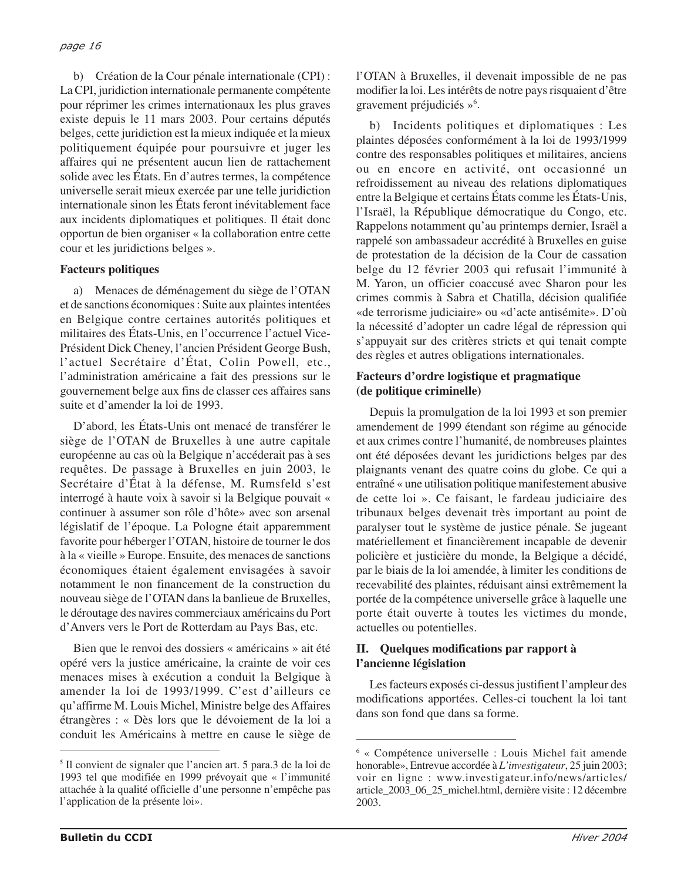b) Création de la Cour pénale internationale (CPI) : La CPI, juridiction internationale permanente compétente pour réprimer les crimes internationaux les plus graves existe depuis le 11 mars 2003. Pour certains députés belges, cette juridiction est la mieux indiquée et la mieux politiquement équipée pour poursuivre et juger les affaires qui ne présentent aucun lien de rattachement solide avec les États. En d'autres termes, la compétence universelle serait mieux exercée par une telle juridiction internationale sinon les États feront inévitablement face aux incidents diplomatiques et politiques. Il était donc opportun de bien organiser « la collaboration entre cette cour et les juridictions belges ».

**Facteurs politiques**

a) Menaces de déménagement du siège de l'OTAN et de sanctions économiques : Suite aux plaintes intentées en Belgique contre certaines autorités politiques et militaires des États-Unis, en l'occurrence l'actuel Vice-Président Dick Cheney, l'ancien Président George Bush, l'actuel Secrétaire d'État, Colin Powell, etc., l'administration américaine a fait des pressions sur le gouvernement belge aux fins de classer ces affaires sans suite et d'amender la loi de 1993.

D'abord, les États-Unis ont menacé de transférer le siège de l'OTAN de Bruxelles à une autre capitale européenne au cas où la Belgique n'accéderait pas à ses requêtes. De passage à Bruxelles en juin 2003, le Secrétaire d'État à la défense, M. Rumsfeld s'est interrogé à haute voix à savoir si la Belgique pouvait « continuer à assumer son rôle d'hôte» avec son arsenal législatif de l'époque. La Pologne était apparemment favorite pour héberger l'OTAN, histoire de tourner le dos à la « vieille » Europe. Ensuite, des menaces de sanctions économiques étaient également envisagées à savoir notamment le non financement de la construction du nouveau siège de l'OTAN dans la banlieue de Bruxelles, le déroutage des navires commerciaux américains du Port d'Anvers vers le Port de Rotterdam au Pays Bas, etc.

Bien que le renvoi des dossiers « américains » ait été opéré vers la justice américaine, la crainte de voir ces menaces mises à exécution a conduit la Belgique à amender la loi de 1993/1999. C'est d'ailleurs ce qu'affirme M. Louis Michel, Ministre belge des Affaires étrangères : « Dès lors que le dévoiement de la loi a conduit les Américains à mettre en cause le siège de l'OTAN à Bruxelles, il devenait impossible de ne pas modifier la loi. Les intérêts de notre pays risquaient d'être gravement préjudiciés »[6].

b) Incidents politiques et diplomatiques : Les plaintes déposées conformément à la loi de 1993/1999 contre des responsables politiques et militaires, anciens ou en encore en activité, ont occasionné un refroidissement au niveau des relations diplomatiques entre la Belgique et certains États comme les États-Unis, l'Israël, la République démocratique du Congo, etc. Rappelons notamment qu'au printemps dernier, Israël a rappelé son ambassadeur accrédité à Bruxelles en guise de protestation de la décision de la Cour de cassation belge du 12 février 2003 qui refusait l'immunité à M. Yaron, un officier coaccusé avec Sharon pour les crimes commis à Sabra et Chatilla, décision qualifiée «de terrorisme judiciaire» ou «d'acte antisémite». D'où la nécessité d'adopter un cadre légal de répression qui s'appuyait sur des critères stricts et qui tenait compte des règles et autres obligations internationales.

**Facteurs d'ordre logistique et pragmatique (de politique criminelle)**

Depuis la promulgation de la loi 1993 et son premier amendement de 1999 étendant son régime au génocide et aux crimes contre l'humanité, de nombreuses plaintes ont été déposées devant les juridictions belges par des plaignants venant des quatre coins du globe. Ce qui a entraîné « une utilisation politique manifestement abusive de cette loi ». Ce faisant, le fardeau judiciaire des tribunaux belges devenait très important au point de paralyser tout le système de justice pénale. Se jugeant matériellement et financièrement incapable de devenir policière et justicière du monde, la Belgique a décidé, par le biais de la loi amendée, à limiter les conditions de recevabilité des plaintes, réduisant ainsi extrêmement la portée de la compétence universelle grâce à laquelle une porte était ouverte à toutes les victimes du monde, actuelles ou potentielles.

## II. Quelques modifications par rapport à l'ancienne législation

Les facteurs exposés ci-dessus justifient l'ampleur des modifications apportées. Celles-ci touchent la loi tant dans son fond que dans sa forme.

---

[5] Il convient de signaler que l'ancien art. 5 para.3 de la loi de 1993 tel que modifiée en 1999 prévoyait que « l'immunité attachée à la qualité officielle d'une personne n'empêche pas l'application de la présente loi».

[6] « Compétence universelle : Louis Michel fait amende honorable», Entrevue accordée à *L'investigateur*, 25 juin 2003; voir en ligne : www.investigateur.info/news/articles/article_2003_06_25_michel.html, dernière visite : 12 décembre 2003.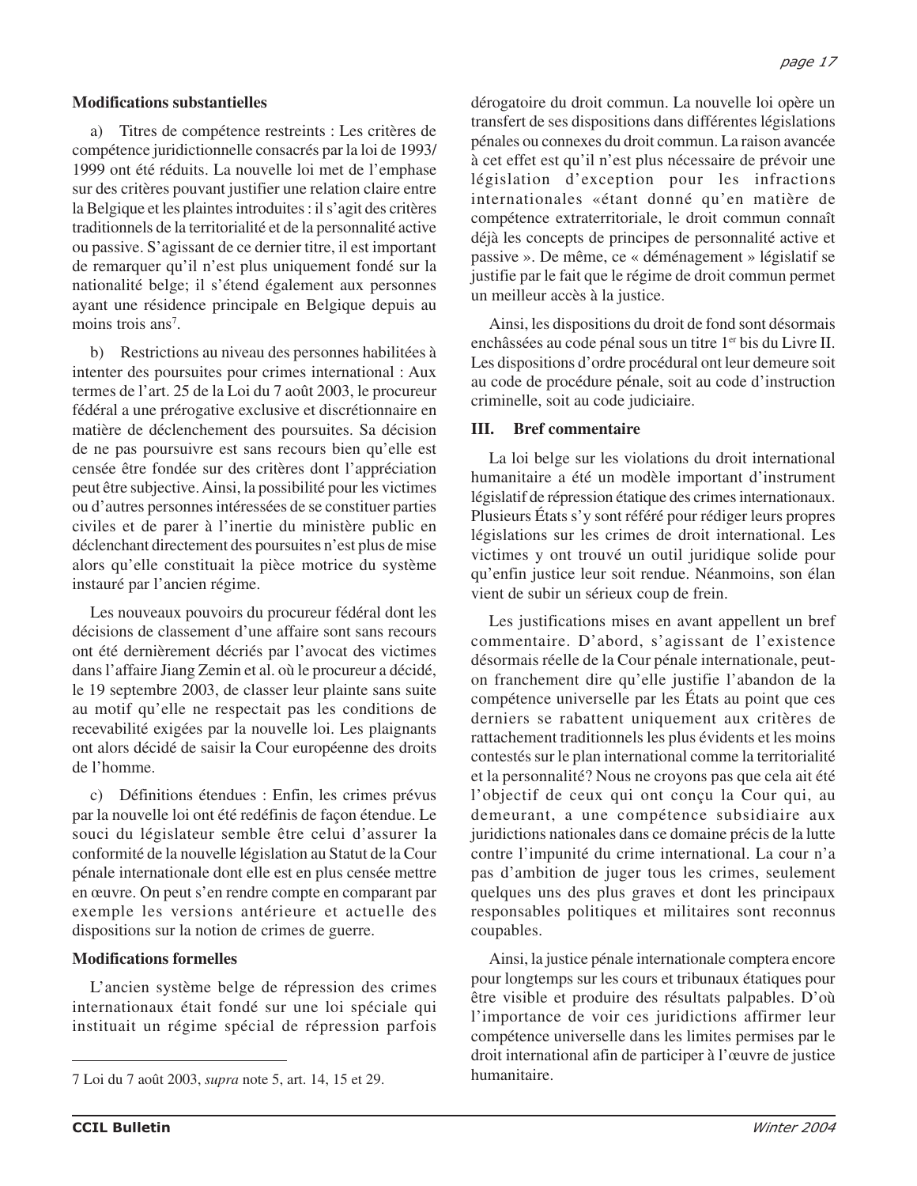**Modifications substantielles**

a) Titres de compétence restreints : Les critères de compétence juridictionnelle consacrés par la loi de 1993/1999 ont été réduits. La nouvelle loi met de l'emphase sur des critères pouvant justifier une relation claire entre la Belgique et les plaintes introduites : il s'agit des critères traditionnels de la territorialité et de la personnalité active ou passive. S'agissant de ce dernier titre, il est important de remarquer qu'il n'est plus uniquement fondé sur la nationalité belge; il s'étend également aux personnes ayant une résidence principale en Belgique depuis au moins trois ans[7].

b) Restrictions au niveau des personnes habilitées à intenter des poursuites pour crimes international : Aux termes de l'art. 25 de la Loi du 7 août 2003, le procureur fédéral a une prérogative exclusive et discrétionnaire en matière de déclenchement des poursuites. Sa décision de ne pas poursuivre est sans recours bien qu'elle est censée être fondée sur des critères dont l'appréciation peut être subjective. Ainsi, la possibilité pour les victimes ou d'autres personnes intéressées de se constituer parties civiles et de parer à l'inertie du ministère public en déclenchant directement des poursuites n'est plus de mise alors qu'elle constituait la pièce motrice du système instauré par l'ancien régime.

Les nouveaux pouvoirs du procureur fédéral dont les décisions de classement d'une affaire sont sans recours ont été dernièrement décriés par l'avocat des victimes dans l'affaire Jiang Zemin et al. où le procureur a décidé, le 19 septembre 2003, de classer leur plainte sans suite au motif qu'elle ne respectait pas les conditions de recevabilité exigées par la nouvelle loi. Les plaignants ont alors décidé de saisir la Cour européenne des droits de l'homme.

c) Définitions étendues : Enfin, les crimes prévus par la nouvelle loi ont été redéfinis de façon étendue. Le souci du législateur semble être celui d'assurer la conformité de la nouvelle législation au Statut de la Cour pénale internationale dont elle est en plus censée mettre en œuvre. On peut s'en rendre compte en comparant par exemple les versions antérieure et actuelle des dispositions sur la notion de crimes de guerre.

**Modifications formelles**

L'ancien système belge de répression des crimes internationaux était fondé sur une loi spéciale qui instituait un régime spécial de répression parfois dérogatoire du droit commun. La nouvelle loi opère un transfert de ses dispositions dans différentes législations pénales ou connexes du droit commun. La raison avancée à cet effet est qu'il n'est plus nécessaire de prévoir une législation d'exception pour les infractions internationales «étant donné qu'en matière de compétence extraterritoriale, le droit commun connaît déjà les concepts de principes de personnalité active et passive ». De même, ce « déménagement » législatif se justifie par le fait que le régime de droit commun permet un meilleur accès à la justice.

Ainsi, les dispositions du droit de fond sont désormais enchâssées au code pénal sous un titre 1[er] bis du Livre II. Les dispositions d'ordre procédural ont leur demeure soit au code de procédure pénale, soit au code d'instruction criminelle, soit au code judiciaire.

## III. Bref commentaire

La loi belge sur les violations du droit international humanitaire a été un modèle important d'instrument législatif de répression étatique des crimes internationaux. Plusieurs États s'y sont référé pour rédiger leurs propres législations sur les crimes de droit international. Les victimes y ont trouvé un outil juridique solide pour qu'enfin justice leur soit rendue. Néanmoins, son élan vient de subir un sérieux coup de frein.

Les justifications mises en avant appellent un bref commentaire. D'abord, s'agissant de l'existence désormais réelle de la Cour pénale internationale, peut-on franchement dire qu'elle justifie l'abandon de la compétence universelle par les États au point que ces derniers se rabattent uniquement aux critères de rattachement traditionnels les plus évidents et les moins contestés sur le plan international comme la territorialité et la personnalité? Nous ne croyons pas que cela ait été l'objectif de ceux qui ont conçu la Cour qui, au demeurant, a une compétence subsidiaire aux juridictions nationales dans ce domaine précis de la lutte contre l'impunité du crime international. La cour n'a pas d'ambition de juger tous les crimes, seulement quelques uns des plus graves et dont les principaux responsables politiques et militaires sont reconnus coupables.

Ainsi, la justice pénale internationale comptera encore pour longtemps sur les cours et tribunaux étatiques pour être visible et produire des résultats palpables. D'où l'importance de voir ces juridictions affirmer leur compétence universelle dans les limites permises par le droit international afin de participer à l'œuvre de justice humanitaire.

---

7 Loi du 7 août 2003, *supra* note 5, art. 14, 15 et 29.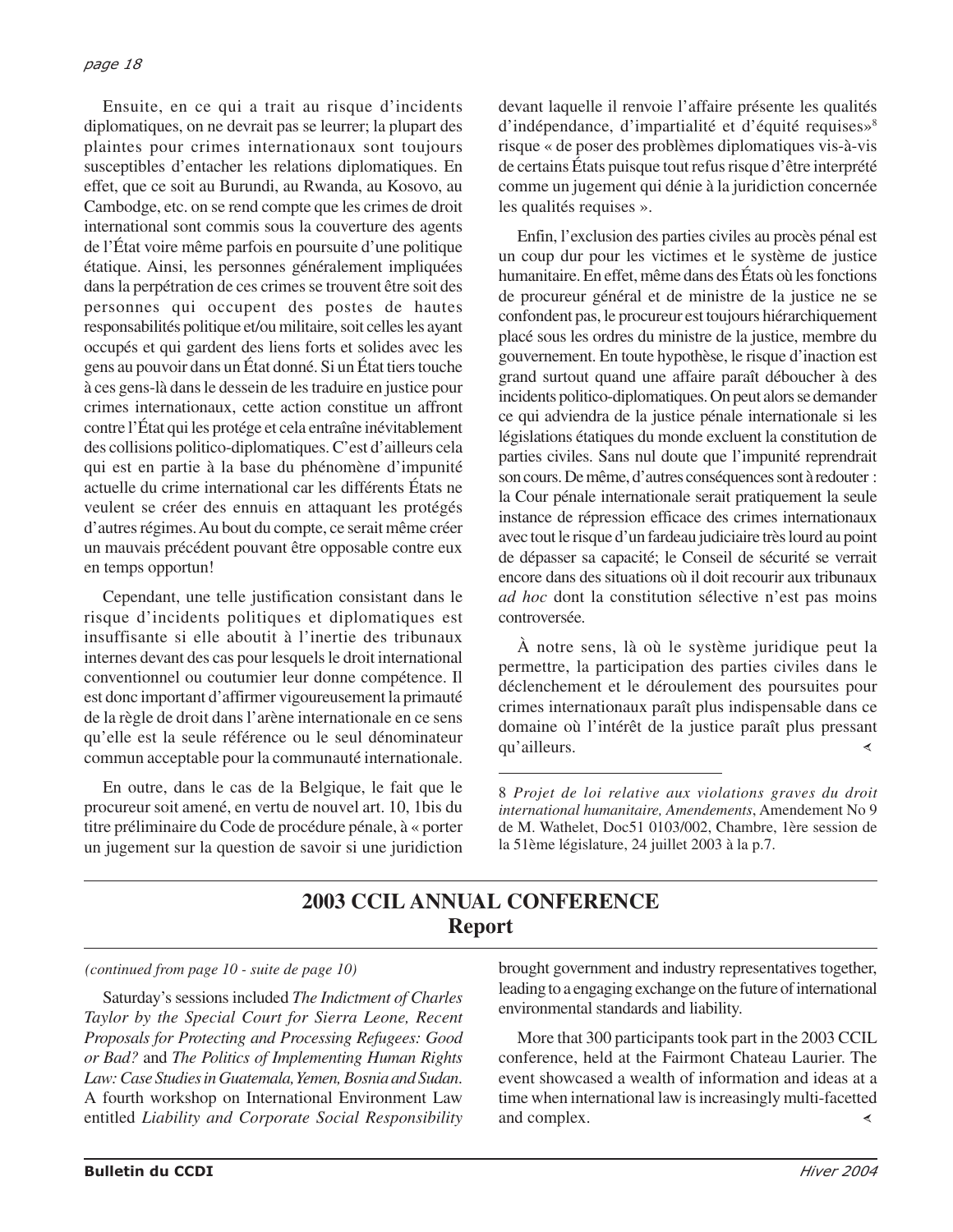Ensuite, en ce qui a trait au risque d'incidents diplomatiques, on ne devrait pas se leurrer; la plupart des plaintes pour crimes internationaux sont toujours susceptibles d'entacher les relations diplomatiques. En effet, que ce soit au Burundi, au Rwanda, au Kosovo, au Cambodge, etc. on se rend compte que les crimes de droit international sont commis sous la couverture des agents de l'État voire même parfois en poursuite d'une politique étatique. Ainsi, les personnes généralement impliquées dans la perpétration de ces crimes se trouvent être soit des personnes qui occupent des postes de hautes responsabilités politique et/ou militaire, soit celles les ayant occupés et qui gardent des liens forts et solides avec les gens au pouvoir dans un État donné. Si un État tiers touche à ces gens-là dans le dessein de les traduire en justice pour crimes internationaux, cette action constitue un affront contre l'État qui les protège et cela entraîne inévitablement des collisions politico-diplomatiques. C'est d'ailleurs cela qui est en partie à la base du phénomène d'impunité actuelle du crime international car les différents États ne veulent se créer des ennuis en attaquant les protégés d'autres régimes. Au bout du compte, ce serait même créer un mauvais précédent pouvant être opposable contre eux en temps opportun!

Cependant, une telle justification consistant dans le risque d'incidents politiques et diplomatiques est insuffisante si elle aboutit à l'inertie des tribunaux internes devant des cas pour lesquels le droit international conventionnel ou coutumier leur donne compétence. Il est donc important d'affirmer vigoureusement la primauté de la règle de droit dans l'arène internationale en ce sens qu'elle est la seule référence ou le seul dénominateur commun acceptable pour la communauté internationale.

En outre, dans le cas de la Belgique, le fait que le procureur soit amené, en vertu de nouvel art. 10, 1bis du titre préliminaire du Code de procédure pénale, à « porter un jugement sur la question de savoir si une juridiction devant laquelle il renvoie l'affaire présente les qualités d'indépendance, d'impartialité et d'équité requises»[8] risque « de poser des problèmes diplomatiques vis-à-vis de certains États puisque tout refus risque d'être interprété comme un jugement qui dénie à la juridiction concernée les qualités requises ».

Enfin, l'exclusion des parties civiles au procès pénal est un coup dur pour les victimes et le système de justice humanitaire. En effet, même dans des États où les fonctions de procureur général et de ministre de la justice ne se confondent pas, le procureur est toujours hiérarchiquement placé sous les ordres du ministre de la justice, membre du gouvernement. En toute hypothèse, le risque d'inaction est grand surtout quand une affaire paraît déboucher à des incidents politico-diplomatiques. On peut alors se demander ce qui adviendra de la justice pénale internationale si les législations étatiques du monde excluent la constitution de parties civiles. Sans nul doute que l'impunité reprendrait son cours. De même, d'autres conséquences sont à redouter : la Cour pénale internationale serait pratiquement la seule instance de répression efficace des crimes internationaux avec tout le risque d'un fardeau judiciaire très lourd au point de dépasser sa capacité; le Conseil de sécurité se verrait encore dans des situations où il doit recourir aux tribunaux *ad hoc* dont la constitution sélective n'est pas moins controversée.

À notre sens, là où le système juridique peut la permettre, la participation des parties civiles dans le déclenchement et le déroulement des poursuites pour crimes internationaux paraît plus indispensable dans ce domaine où l'intérêt de la justice paraît plus pressant qu'ailleurs.

---

8 *Projet de loi relative aux violations graves du droit international humanitaire, Amendements*, Amendement No 9 de M. Wathelet, Doc51 0103/002, Chambre, 1ère session de la 51ème législature, 24 juillet 2003 à la p.7.

## 2003 CCIL ANNUAL CONFERENCE
## Report

*(continued from page 10 - suite de page 10)*

Saturday's sessions included *The Indictment of Charles Taylor by the Special Court for Sierra Leone, Recent Proposals for Protecting and Processing Refugees: Good or Bad?* and *The Politics of Implementing Human Rights Law: Case Studies in Guatemala, Yemen, Bosnia and Sudan*. A fourth workshop on International Environment Law entitled *Liability and Corporate Social Responsibility* brought government and industry representatives together, leading to a engaging exchange on the future of international environmental standards and liability.

More that 300 participants took part in the 2003 CCIL conference, held at the Fairmont Chateau Laurier. The event showcased a wealth of information and ideas at a time when international law is increasingly multi-facetted and complex.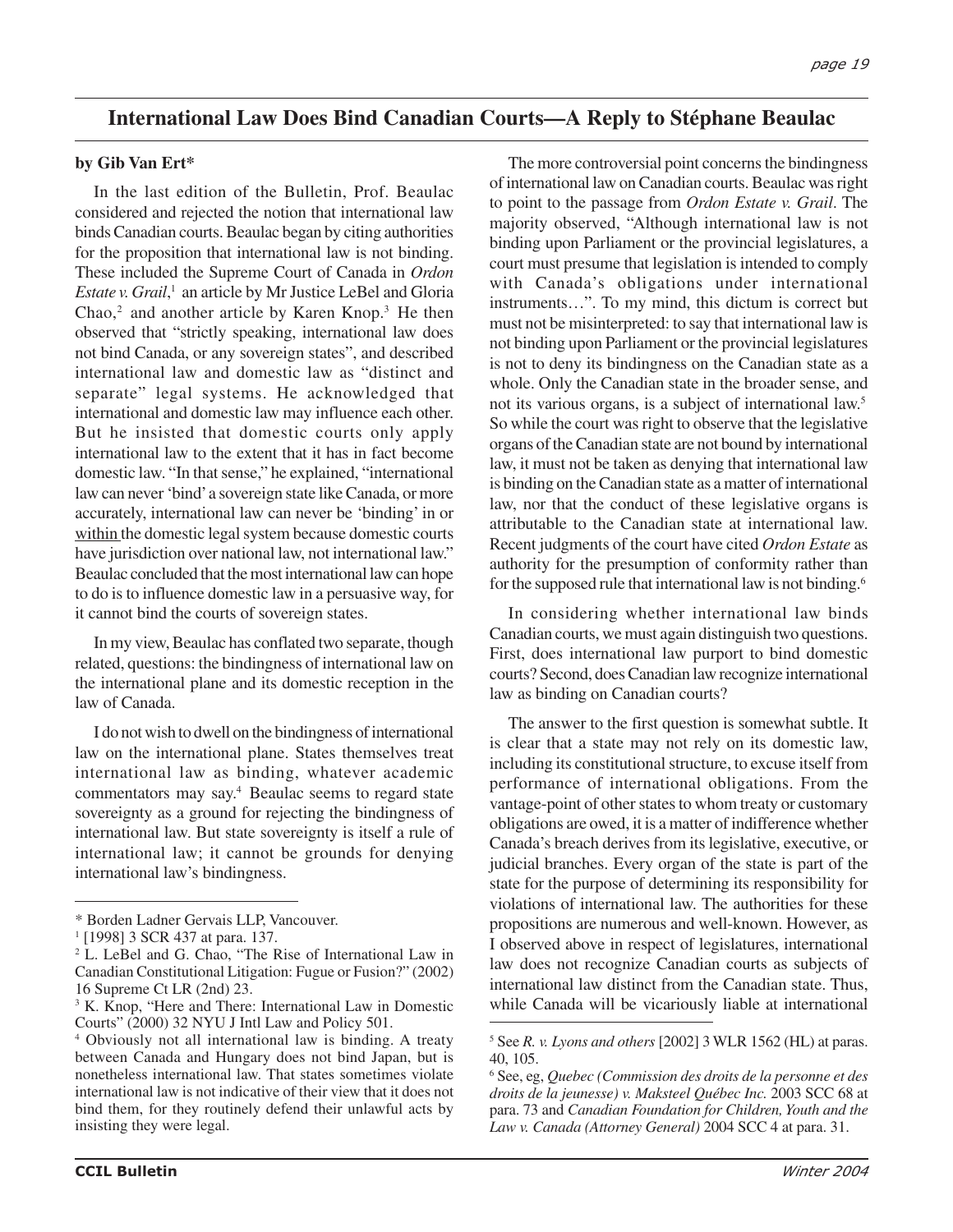## International Law Does Bind Canadian Courts—A Reply to Stéphane Beaulac

**by Gib Van Ert***

In the last edition of the Bulletin, Prof. Beaulac considered and rejected the notion that international law binds Canadian courts. Beaulac began by citing authorities for the proposition that international law is not binding. These included the Supreme Court of Canada in *Ordon Estate v. Grail*,[1] an article by Mr Justice LeBel and Gloria Chao,[2] and another article by Karen Knop.[3] He then observed that "strictly speaking, international law does not bind Canada, or any sovereign states", and described international law and domestic law as "distinct and separate" legal systems. He acknowledged that international and domestic law may influence each other. But he insisted that domestic courts only apply international law to the extent that it has in fact become domestic law. "In that sense," he explained, "international law can never 'bind' a sovereign state like Canada, or more accurately, international law can never be 'binding' in or <u>within</u> the domestic legal system because domestic courts have jurisdiction over national law, not international law." Beaulac concluded that the most international law can hope to do is to influence domestic law in a persuasive way, for it cannot bind the courts of sovereign states.

In my view, Beaulac has conflated two separate, though related, questions: the bindingness of international law on the international plane and its domestic reception in the law of Canada.

I do not wish to dwell on the bindingness of international law on the international plane. States themselves treat international law as binding, whatever academic commentators may say.[4] Beaulac seems to regard state sovereignty as a ground for rejecting the bindingness of international law. But state sovereignty is itself a rule of international law; it cannot be grounds for denying international law's bindingness.

The more controversial point concerns the bindingness of international law on Canadian courts. Beaulac was right to point to the passage from *Ordon Estate v. Grail*. The majority observed, "Although international law is not binding upon Parliament or the provincial legislatures, a court must presume that legislation is intended to comply with Canada's obligations under international instruments…". To my mind, this dictum is correct but must not be misinterpreted: to say that international law is not binding upon Parliament or the provincial legislatures is not to deny its bindingness on the Canadian state as a whole. Only the Canadian state in the broader sense, and not its various organs, is a subject of international law.[5] So while the court was right to observe that the legislative organs of the Canadian state are not bound by international law, it must not be taken as denying that international law is binding on the Canadian state as a matter of international law, nor that the conduct of these legislative organs is attributable to the Canadian state at international law. Recent judgments of the court have cited *Ordon Estate* as authority for the presumption of conformity rather than for the supposed rule that international law is not binding.[6]

In considering whether international law binds Canadian courts, we must again distinguish two questions. First, does international law purport to bind domestic courts? Second, does Canadian law recognize international law as binding on Canadian courts?

The answer to the first question is somewhat subtle. It is clear that a state may not rely on its domestic law, including its constitutional structure, to excuse itself from performance of international obligations. From the vantage-point of other states to whom treaty or customary obligations are owed, it is a matter of indifference whether Canada's breach derives from its legislative, executive, or judicial branches. Every organ of the state is part of the state for the purpose of determining its responsibility for violations of international law. The authorities for these propositions are numerous and well-known. However, as I observed above in respect of legislatures, international law does not recognize Canadian courts as subjects of international law distinct from the Canadian state. Thus, while Canada will be vicariously liable at international

---

\* Borden Ladner Gervais LLP, Vancouver.

[1] [1998] 3 SCR 437 at para. 137.

[2] L. LeBel and G. Chao, "The Rise of International Law in Canadian Constitutional Litigation: Fugue or Fusion?" (2002) 16 Supreme Ct LR (2nd) 23.

[3] K. Knop, "Here and There: International Law in Domestic Courts" (2000) 32 NYU J Intl Law and Policy 501.

[4] Obviously not all international law is binding. A treaty between Canada and Hungary does not bind Japan, but is nonetheless international law. That states sometimes violate international law is not indicative of their view that it does not bind them, for they routinely defend their unlawful acts by insisting they were legal.

[5] See *R. v. Lyons and others* [2002] 3 WLR 1562 (HL) at paras. 40, 105.

[6] See, eg, *Quebec (Commission des droits de la personne et des droits de la jeunesse) v. Maksteel Québec Inc.* 2003 SCC 68 at para. 73 and *Canadian Foundation for Children, Youth and the Law v. Canada (Attorney General)* 2004 SCC 4 at para. 31.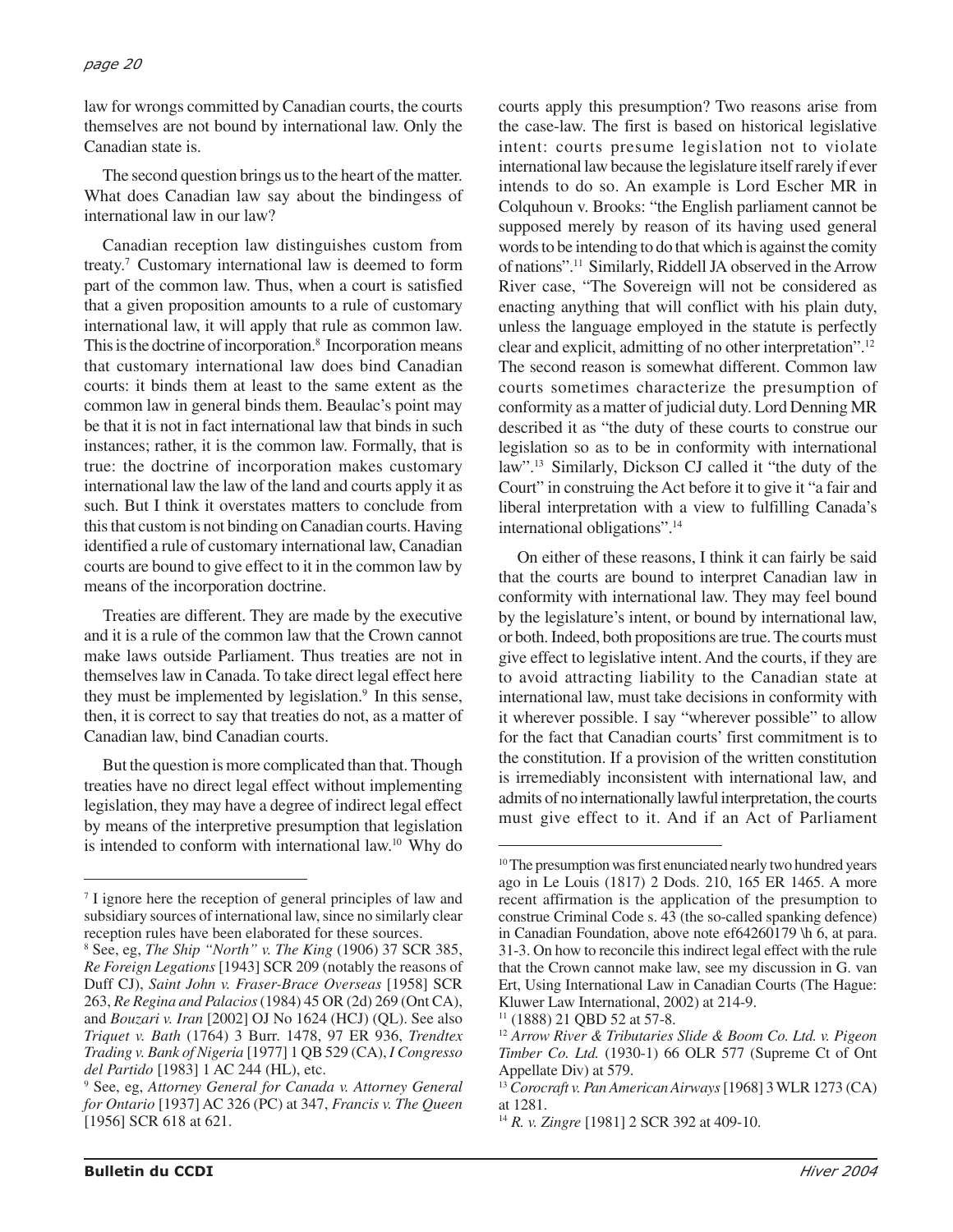law for wrongs committed by Canadian courts, the courts themselves are not bound by international law. Only the Canadian state is.

The second question brings us to the heart of the matter. What does Canadian law say about the bindingess of international law in our law?

Canadian reception law distinguishes custom from treaty.[7] Customary international law is deemed to form part of the common law. Thus, when a court is satisfied that a given proposition amounts to a rule of customary international law, it will apply that rule as common law. This is the doctrine of incorporation.[8] Incorporation means that customary international law does bind Canadian courts: it binds them at least to the same extent as the common law in general binds them. Beaulac's point may be that it is not in fact international law that binds in such instances; rather, it is the common law. Formally, that is true: the doctrine of incorporation makes customary international law the law of the land and courts apply it as such. But I think it overstates matters to conclude from this that custom is not binding on Canadian courts. Having identified a rule of customary international law, Canadian courts are bound to give effect to it in the common law by means of the incorporation doctrine.

Treaties are different. They are made by the executive and it is a rule of the common law that the Crown cannot make laws outside Parliament. Thus treaties are not in themselves law in Canada. To take direct legal effect here they must be implemented by legislation.[9] In this sense, then, it is correct to say that treaties do not, as a matter of Canadian law, bind Canadian courts.

But the question is more complicated than that. Though treaties have no direct legal effect without implementing legislation, they may have a degree of indirect legal effect by means of the interpretive presumption that legislation is intended to conform with international law.[10] Why do courts apply this presumption? Two reasons arise from the case-law. The first is based on historical legislative intent: courts presume legislation not to violate international law because the legislature itself rarely if ever intends to do so. An example is Lord Escher MR in Colquhoun v. Brooks: "the English parliament cannot be supposed merely by reason of its having used general words to be intending to do that which is against the comity of nations".[11] Similarly, Riddell JA observed in the Arrow River case, "The Sovereign will not be considered as enacting anything that will conflict with his plain duty, unless the language employed in the statute is perfectly clear and explicit, admitting of no other interpretation".[12] The second reason is somewhat different. Common law courts sometimes characterize the presumption of conformity as a matter of judicial duty. Lord Denning MR described it as "the duty of these courts to construe our legislation so as to be in conformity with international law".[13] Similarly, Dickson CJ called it "the duty of the Court" in construing the Act before it to give it "a fair and liberal interpretation with a view to fulfilling Canada's international obligations".[14]

On either of these reasons, I think it can fairly be said that the courts are bound to interpret Canadian law in conformity with international law. They may feel bound by the legislature's intent, or bound by international law, or both. Indeed, both propositions are true. The courts must give effect to legislative intent. And the courts, if they are to avoid attracting liability to the Canadian state at international law, must take decisions in conformity with it wherever possible. I say "wherever possible" to allow for the fact that Canadian courts' first commitment is to the constitution. If a provision of the written constitution is irremediably inconsistent with international law, and admits of no internationally lawful interpretation, the courts must give effect to it. And if an Act of Parliament

---

[7] I ignore here the reception of general principles of law and subsidiary sources of international law, since no similarly clear reception rules have been elaborated for these sources.

[8] See, eg, *The Ship "North" v. The King* (1906) 37 SCR 385, *Re Foreign Legations* [1943] SCR 209 (notably the reasons of Duff CJ), *Saint John v. Fraser-Brace Overseas* [1958] SCR 263, *Re Regina and Palacios* (1984) 45 OR (2d) 269 (Ont CA), and *Bouzari v. Iran* [2002] OJ No 1624 (HCJ) (QL). See also *Triquet v. Bath* (1764) 3 Burr. 1478, 97 ER 936, *Trendtex Trading v. Bank of Nigeria* [1977] 1 QB 529 (CA), *I Congresso del Partido* [1983] 1 AC 244 (HL), etc.

[9] See, eg, *Attorney General for Canada v. Attorney General for Ontario* [1937] AC 326 (PC) at 347, *Francis v. The Queen* [1956] SCR 618 at 621.

[10] The presumption was first enunciated nearly two hundred years ago in Le Louis (1817) 2 Dods. 210, 165 ER 1465. A more recent affirmation is the application of the presumption to construe Criminal Code s. 43 (the so-called spanking defence) in Canadian Foundation, above note ef64260179 \h 6, at para. 31-3. On how to reconcile this indirect legal effect with the rule that the Crown cannot make law, see my discussion in G. van Ert, Using International Law in Canadian Courts (The Hague: Kluwer Law International, 2002) at 214-9.

[11] (1888) 21 QBD 52 at 57-8.

[12] *Arrow River & Tributaries Slide & Boom Co. Ltd. v. Pigeon Timber Co. Ltd.* (1930-1) 66 OLR 577 (Supreme Ct of Ont Appellate Div) at 579.

[13] *Corocraft v. Pan American Airways* [1968] 3 WLR 1273 (CA) at 1281.

[14] *R. v. Zingre* [1981] 2 SCR 392 at 409-10.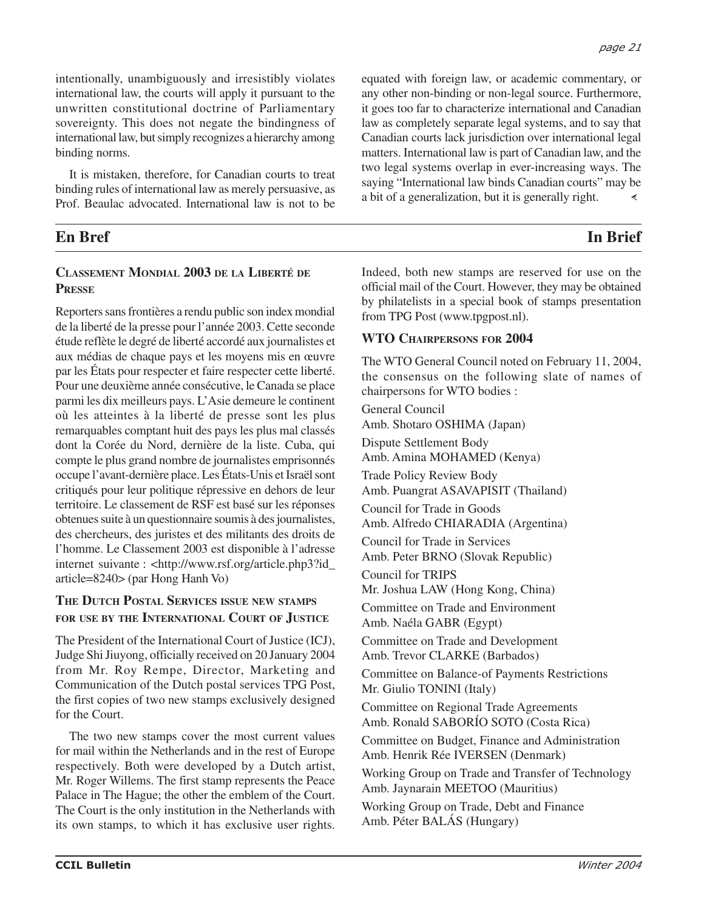intentionally, unambiguously and irresistibly violates international law, the courts will apply it pursuant to the unwritten constitutional doctrine of Parliamentary sovereignty. This does not negate the bindingness of international law, but simply recognizes a hierarchy among binding norms.

It is mistaken, therefore, for Canadian courts to treat binding rules of international law as merely persuasive, as Prof. Beaulac advocated. International law is not to be equated with foreign law, or academic commentary, or any other non-binding or non-legal source. Furthermore, it goes too far to characterize international and Canadian law as completely separate legal systems, and to say that Canadian courts lack jurisdiction over international legal matters. International law is part of Canadian law, and the two legal systems overlap in ever-increasing ways. The saying "International law binds Canadian courts" may be a bit of a generalization, but it is generally right.

## En Bref / In Brief

### Classement Mondial 2003 de la Liberté de Presse

Reporters sans frontières a rendu public son index mondial de la liberté de la presse pour l'année 2003. Cette seconde étude reflète le degré de liberté accordé aux journalistes et aux médias de chaque pays et les moyens mis en œuvre par les États pour respecter et faire respecter cette liberté. Pour une deuxième année consécutive, le Canada se place parmi les dix meilleurs pays. L'Asie demeure le continent où les atteintes à la liberté de presse sont les plus remarquables comptant huit des pays les plus mal classés dont la Corée du Nord, dernière de la liste. Cuba, qui compte le plus grand nombre de journalistes emprisonnés occupe l'avant-dernière place. Les États-Unis et Israël sont critiqués pour leur politique répressive en dehors de leur territoire. Le classement de RSF est basé sur les réponses obtenues suite à un questionnaire soumis à des journalistes, des chercheurs, des juristes et des militants des droits de l'homme. Le Classement 2003 est disponible à l'adresse internet suivante : <http://www.rsf.org/article.php3?id_article=8240> (par Hong Hanh Vo)

### The Dutch Postal Services issue new stamps for use by the International Court of Justice

The President of the International Court of Justice (ICJ), Judge Shi Jiuyong, officially received on 20 January 2004 from Mr. Roy Rempe, Director, Marketing and Communication of the Dutch postal services TPG Post, the first copies of two new stamps exclusively designed for the Court.

The two new stamps cover the most current values for mail within the Netherlands and in the rest of Europe respectively. Both were developed by a Dutch artist, Mr. Roger Willems. The first stamp represents the Peace Palace in The Hague; the other the emblem of the Court. The Court is the only institution in the Netherlands with its own stamps, to which it has exclusive user rights. Indeed, both new stamps are reserved for use on the official mail of the Court. However, they may be obtained by philatelists in a special book of stamps presentation from TPG Post (www.tpgpost.nl).

### WTO Chairpersons for 2004

The WTO General Council noted on February 11, 2004, the consensus on the following slate of names of chairpersons for WTO bodies :

General Council
Amb. Shotaro OSHIMA (Japan)

Dispute Settlement Body
Amb. Amina MOHAMED (Kenya)

Trade Policy Review Body
Amb. Puangrat ASAVAPISIT (Thailand)

Council for Trade in Goods
Amb. Alfredo CHIARADIA (Argentina)

Council for Trade in Services
Amb. Peter BRNO (Slovak Republic)

Council for TRIPS
Mr. Joshua LAW (Hong Kong, China)

Committee on Trade and Environment
Amb. Naéla GABR (Egypt)

Committee on Trade and Development
Amb. Trevor CLARKE (Barbados)

Committee on Balance-of Payments Restrictions
Mr. Giulio TONINI (Italy)

Committee on Regional Trade Agreements
Amb. Ronald SABORÍO SOTO (Costa Rica)

Committee on Budget, Finance and Administration
Amb. Henrik Rée IVERSEN (Denmark)

Working Group on Trade and Transfer of Technology
Amb. Jaynarain MEETOO (Mauritius)

Working Group on Trade, Debt and Finance
Amb. Péter BALÁS (Hungary)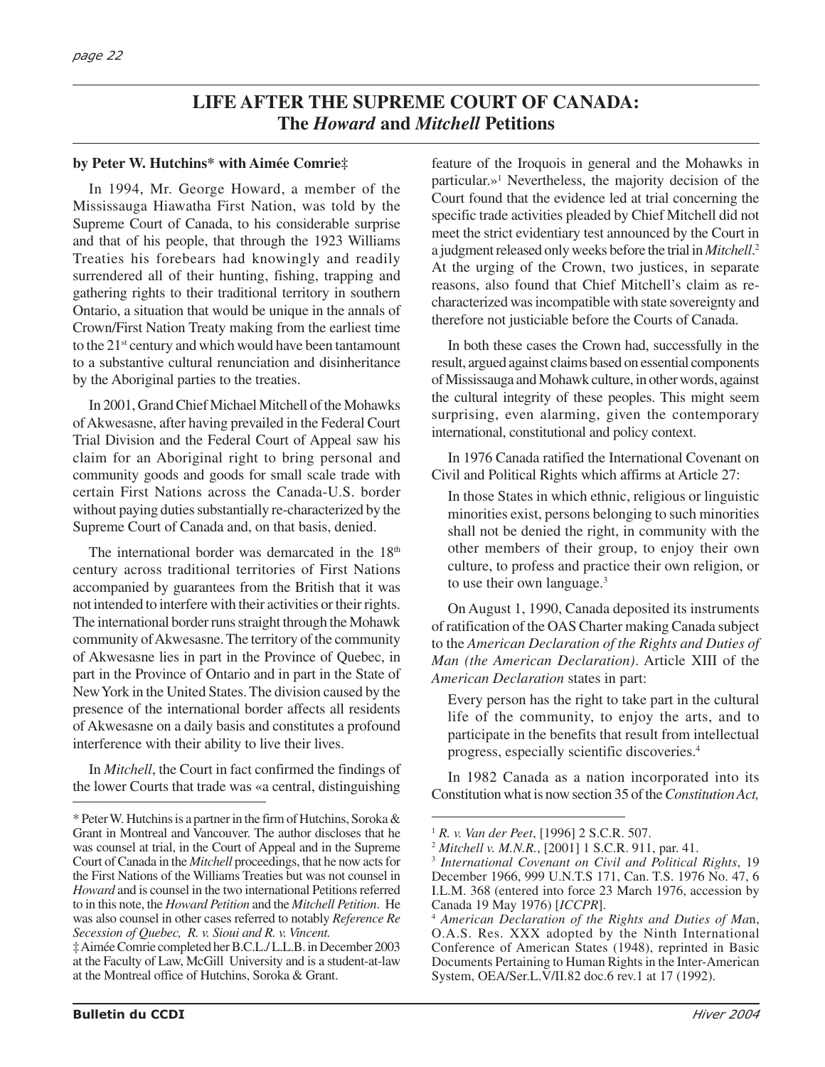# LIFE AFTER THE SUPREME COURT OF CANADA: The *Howard* and *Mitchell* Petitions

**by Peter W. Hutchins* with Aimée Comrie‡**

In 1994, Mr. George Howard, a member of the Mississauga Hiawatha First Nation, was told by the Supreme Court of Canada, to his considerable surprise and that of his people, that through the 1923 Williams Treaties his forebears had knowingly and readily surrendered all of their hunting, fishing, trapping and gathering rights to their traditional territory in southern Ontario, a situation that would be unique in the annals of Crown/First Nation Treaty making from the earliest time to the 21st century and which would have been tantamount to a substantive cultural renunciation and disinheritance by the Aboriginal parties to the treaties.

In 2001, Grand Chief Michael Mitchell of the Mohawks of Akwesasne, after having prevailed in the Federal Court Trial Division and the Federal Court of Appeal saw his claim for an Aboriginal right to bring personal and community goods and goods for small scale trade with certain First Nations across the Canada-U.S. border without paying duties substantially re-characterized by the Supreme Court of Canada and, on that basis, denied.

The international border was demarcated in the 18th century across traditional territories of First Nations accompanied by guarantees from the British that it was not intended to interfere with their activities or their rights. The international border runs straight through the Mohawk community of Akwesasne. The territory of the community of Akwesasne lies in part in the Province of Quebec, in part in the Province of Ontario and in part in the State of New York in the United States. The division caused by the presence of the international border affects all residents of Akwesasne on a daily basis and constitutes a profound interference with their ability to live their lives.

In *Mitchell*, the Court in fact confirmed the findings of the lower Courts that trade was «a central, distinguishing feature of the Iroquois in general and the Mohawks in particular.»[1] Nevertheless, the majority decision of the Court found that the evidence led at trial concerning the specific trade activities pleaded by Chief Mitchell did not meet the strict evidentiary test announced by the Court in a judgment released only weeks before the trial in *Mitchell*.[2] At the urging of the Crown, two justices, in separate reasons, also found that Chief Mitchell's claim as re-characterized was incompatible with state sovereignty and therefore not justiciable before the Courts of Canada.

In both these cases the Crown had, successfully in the result, argued against claims based on essential components of Mississauga and Mohawk culture, in other words, against the cultural integrity of these peoples. This might seem surprising, even alarming, given the contemporary international, constitutional and policy context.

In 1976 Canada ratified the International Covenant on Civil and Political Rights which affirms at Article 27:

> In those States in which ethnic, religious or linguistic minorities exist, persons belonging to such minorities shall not be denied the right, in community with the other members of their group, to enjoy their own culture, to profess and practice their own religion, or to use their own language.[3]

On August 1, 1990, Canada deposited its instruments of ratification of the OAS Charter making Canada subject to the *American Declaration of the Rights and Duties of Man (the American Declaration)*. Article XIII of the *American Declaration* states in part:

> Every person has the right to take part in the cultural life of the community, to enjoy the arts, and to participate in the benefits that result from intellectual progress, especially scientific discoveries.[4]

In 1982 Canada as a nation incorporated into its Constitution what is now section 35 of the *Constitution Act,*

---

\* Peter W. Hutchins is a partner in the firm of Hutchins, Soroka & Grant in Montreal and Vancouver. The author discloses that he was counsel at trial, in the Court of Appeal and in the Supreme Court of Canada in the *Mitchell* proceedings, that he now acts for the First Nations of the Williams Treaties but was not counsel in *Howard* and is counsel in the two international Petitions referred to in this note, the *Howard Petition* and the *Mitchell Petition*. He was also counsel in other cases referred to notably *Reference Re Secession of Quebec, R. v. Sioui and R. v. Vincent.*

‡ Aimée Comrie completed her B.C.L./ L.L.B. in December 2003 at the Faculty of Law, McGill University and is a student-at-law at the Montreal office of Hutchins, Soroka & Grant.

[1] *R. v. Van der Peet*, [1996] 2 S.C.R. 507.

[2] *Mitchell v. M.N.R.*, [2001] 1 S.C.R. 911, par. 41.

[3] *International Covenant on Civil and Political Rights*, 19 December 1966, 999 U.N.T.S 171, Can. T.S. 1976 No. 47, 6 I.L.M. 368 (entered into force 23 March 1976, accession by Canada 19 May 1976) [*ICCPR*].

[4] *American Declaration of the Rights and Duties of Ma*n, O.A.S. Res. XXX adopted by the Ninth International Conference of American States (1948), reprinted in Basic Documents Pertaining to Human Rights in the Inter-American System, OEA/Ser.L.V/II.82 doc.6 rev.1 at 17 (1992).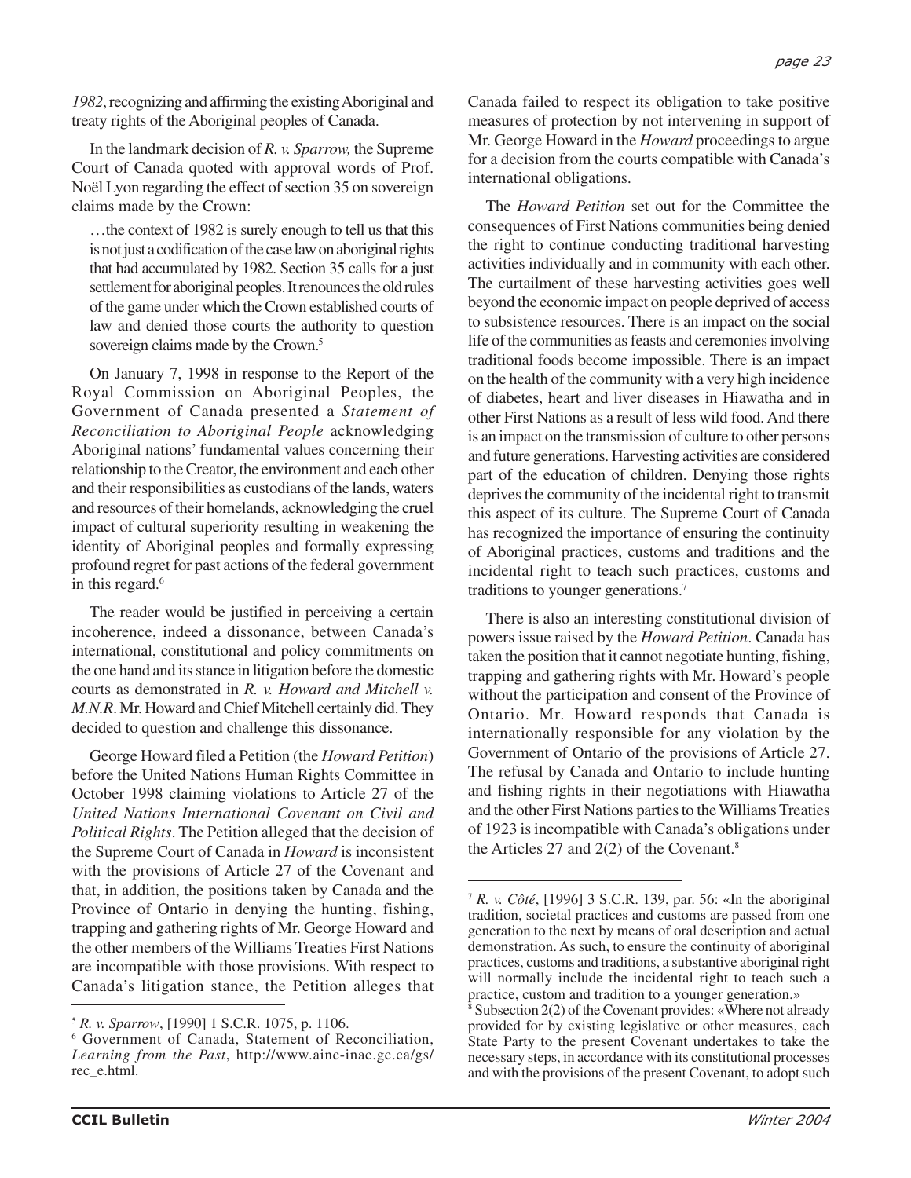*1982*, recognizing and affirming the existing Aboriginal and treaty rights of the Aboriginal peoples of Canada.

In the landmark decision of *R. v. Sparrow,* the Supreme Court of Canada quoted with approval words of Prof. Noël Lyon regarding the effect of section 35 on sovereign claims made by the Crown:

> …the context of 1982 is surely enough to tell us that this is not just a codification of the case law on aboriginal rights that had accumulated by 1982. Section 35 calls for a just settlement for aboriginal peoples. It renounces the old rules of the game under which the Crown established courts of law and denied those courts the authority to question sovereign claims made by the Crown.[5]

On January 7, 1998 in response to the Report of the Royal Commission on Aboriginal Peoples, the Government of Canada presented a *Statement of Reconciliation to Aboriginal People* acknowledging Aboriginal nations' fundamental values concerning their relationship to the Creator, the environment and each other and their responsibilities as custodians of the lands, waters and resources of their homelands, acknowledging the cruel impact of cultural superiority resulting in weakening the identity of Aboriginal peoples and formally expressing profound regret for past actions of the federal government in this regard.[6]

The reader would be justified in perceiving a certain incoherence, indeed a dissonance, between Canada's international, constitutional and policy commitments on the one hand and its stance in litigation before the domestic courts as demonstrated in *R. v. Howard and Mitchell v. M.N.R*. Mr. Howard and Chief Mitchell certainly did. They decided to question and challenge this dissonance.

George Howard filed a Petition (the *Howard Petition*) before the United Nations Human Rights Committee in October 1998 claiming violations to Article 27 of the *United Nations International Covenant on Civil and Political Rights*. The Petition alleged that the decision of the Supreme Court of Canada in *Howard* is inconsistent with the provisions of Article 27 of the Covenant and that, in addition, the positions taken by Canada and the Province of Ontario in denying the hunting, fishing, trapping and gathering rights of Mr. George Howard and the other members of the Williams Treaties First Nations are incompatible with those provisions. With respect to Canada's litigation stance, the Petition alleges that Canada failed to respect its obligation to take positive measures of protection by not intervening in support of Mr. George Howard in the *Howard* proceedings to argue for a decision from the courts compatible with Canada's international obligations.

The *Howard Petition* set out for the Committee the consequences of First Nations communities being denied the right to continue conducting traditional harvesting activities individually and in community with each other. The curtailment of these harvesting activities goes well beyond the economic impact on people deprived of access to subsistence resources. There is an impact on the social life of the communities as feasts and ceremonies involving traditional foods become impossible. There is an impact on the health of the community with a very high incidence of diabetes, heart and liver diseases in Hiawatha and in other First Nations as a result of less wild food. And there is an impact on the transmission of culture to other persons and future generations. Harvesting activities are considered part of the education of children. Denying those rights deprives the community of the incidental right to transmit this aspect of its culture. The Supreme Court of Canada has recognized the importance of ensuring the continuity of Aboriginal practices, customs and traditions and the incidental right to teach such practices, customs and traditions to younger generations.[7]

There is also an interesting constitutional division of powers issue raised by the *Howard Petition*. Canada has taken the position that it cannot negotiate hunting, fishing, trapping and gathering rights with Mr. Howard's people without the participation and consent of the Province of Ontario. Mr. Howard responds that Canada is internationally responsible for any violation by the Government of Ontario of the provisions of Article 27. The refusal by Canada and Ontario to include hunting and fishing rights in their negotiations with Hiawatha and the other First Nations parties to the Williams Treaties of 1923 is incompatible with Canada's obligations under the Articles 27 and 2(2) of the Covenant.[8]

---

[5] *R. v. Sparrow*, [1990] 1 S.C.R. 1075, p. 1106.

[6] Government of Canada, Statement of Reconciliation, *Learning from the Past*, http://www.ainc-inac.gc.ca/gs/rec_e.html.

[7] *R. v. Côté*, [1996] 3 S.C.R. 139, par. 56: «In the aboriginal tradition, societal practices and customs are passed from one generation to the next by means of oral description and actual demonstration. As such, to ensure the continuity of aboriginal practices, customs and traditions, a substantive aboriginal right will normally include the incidental right to teach such a practice, custom and tradition to a younger generation.»

[8] Subsection 2(2) of the Covenant provides: «Where not already provided for by existing legislative or other measures, each State Party to the present Covenant undertakes to take the necessary steps, in accordance with its constitutional processes and with the provisions of the present Covenant, to adopt such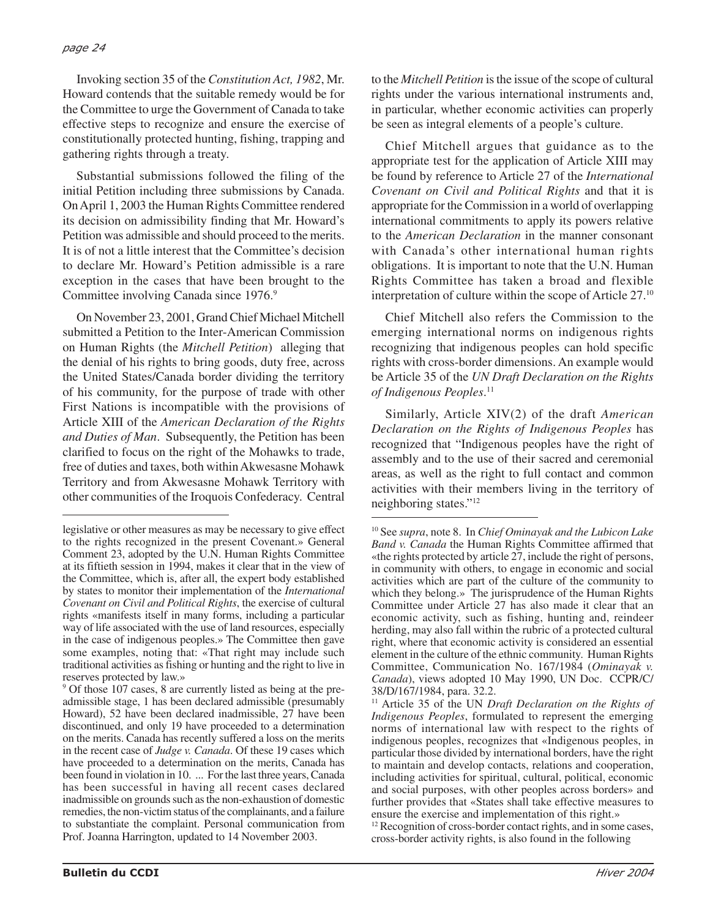Invoking section 35 of the *Constitution Act, 1982*, Mr. Howard contends that the suitable remedy would be for the Committee to urge the Government of Canada to take effective steps to recognize and ensure the exercise of constitutionally protected hunting, fishing, trapping and gathering rights through a treaty.

Substantial submissions followed the filing of the initial Petition including three submissions by Canada. On April 1, 2003 the Human Rights Committee rendered its decision on admissibility finding that Mr. Howard's Petition was admissible and should proceed to the merits. It is of not a little interest that the Committee's decision to declare Mr. Howard's Petition admissible is a rare exception in the cases that have been brought to the Committee involving Canada since 1976.[9]

On November 23, 2001, Grand Chief Michael Mitchell submitted a Petition to the Inter-American Commission on Human Rights (the *Mitchell Petition*) alleging that the denial of his rights to bring goods, duty free, across the United States/Canada border dividing the territory of his community, for the purpose of trade with other First Nations is incompatible with the provisions of Article XIII of the *American Declaration of the Rights and Duties of Man*. Subsequently, the Petition has been clarified to focus on the right of the Mohawks to trade, free of duties and taxes, both within Akwesasne Mohawk Territory and from Akwesasne Mohawk Territory with other communities of the Iroquois Confederacy. Central to the *Mitchell Petition* is the issue of the scope of cultural rights under the various international instruments and, in particular, whether economic activities can properly be seen as integral elements of a people's culture.

Chief Mitchell argues that guidance as to the appropriate test for the application of Article XIII may be found by reference to Article 27 of the *International Covenant on Civil and Political Rights* and that it is appropriate for the Commission in a world of overlapping international commitments to apply its powers relative to the *American Declaration* in the manner consonant with Canada's other international human rights obligations. It is important to note that the U.N. Human Rights Committee has taken a broad and flexible interpretation of culture within the scope of Article 27.[10]

Chief Mitchell also refers the Commission to the emerging international norms on indigenous rights recognizing that indigenous peoples can hold specific rights with cross-border dimensions. An example would be Article 35 of the *UN Draft Declaration on the Rights of Indigenous Peoples*.[11]

Similarly, Article XIV(2) of the draft *American Declaration on the Rights of Indigenous Peoples* has recognized that "Indigenous peoples have the right of assembly and to the use of their sacred and ceremonial areas, as well as the right to full contact and common activities with their members living in the territory of neighboring states."[12]

---

legislative or other measures as may be necessary to give effect to the rights recognized in the present Covenant.» General Comment 23, adopted by the U.N. Human Rights Committee at its fiftieth session in 1994, makes it clear that in the view of the Committee, which is, after all, the expert body established by states to monitor their implementation of the *International Covenant on Civil and Political Rights*, the exercise of cultural rights «manifests itself in many forms, including a particular way of life associated with the use of land resources, especially in the case of indigenous peoples.» The Committee then gave some examples, noting that: «That right may include such traditional activities as fishing or hunting and the right to live in reserves protected by law.»

[9] Of those 107 cases, 8 are currently listed as being at the pre-admissible stage, 1 has been declared admissible (presumably Howard), 52 have been declared inadmissible, 27 have been discontinued, and only 19 have proceeded to a determination on the merits. Canada has recently suffered a loss on the merits in the recent case of *Judge v. Canada*. Of these 19 cases which have proceeded to a determination on the merits, Canada has been found in violation in 10. ... For the last three years, Canada has been successful in having all recent cases declared inadmissible on grounds such as the non-exhaustion of domestic remedies, the non-victim status of the complainants, and a failure to substantiate the complaint. Personal communication from Prof. Joanna Harrington, updated to 14 November 2003.

[10] See *supra*, note 8. In *Chief Ominayak and the Lubicon Lake Band v. Canada* the Human Rights Committee affirmed that «the rights protected by article 27, include the right of persons, in community with others, to engage in economic and social activities which are part of the culture of the community to which they belong.» The jurisprudence of the Human Rights Committee under Article 27 has also made it clear that an economic activity, such as fishing, hunting and, reindeer herding, may also fall within the rubric of a protected cultural right, where that economic activity is considered an essential element in the culture of the ethnic community. Human Rights Committee, Communication No. 167/1984 (*Ominayak v. Canada*), views adopted 10 May 1990, UN Doc. CCPR/C/38/D/167/1984, para. 32.2.

[11] Article 35 of the UN *Draft Declaration on the Rights of Indigenous Peoples*, formulated to represent the emerging norms of international law with respect to the rights of indigenous peoples, recognizes that «Indigenous peoples, in particular those divided by international borders, have the right to maintain and develop contacts, relations and cooperation, including activities for spiritual, cultural, political, economic and social purposes, with other peoples across borders» and further provides that «States shall take effective measures to ensure the exercise and implementation of this right.»

[12] Recognition of cross-border contact rights, and in some cases, cross-border activity rights, is also found in the following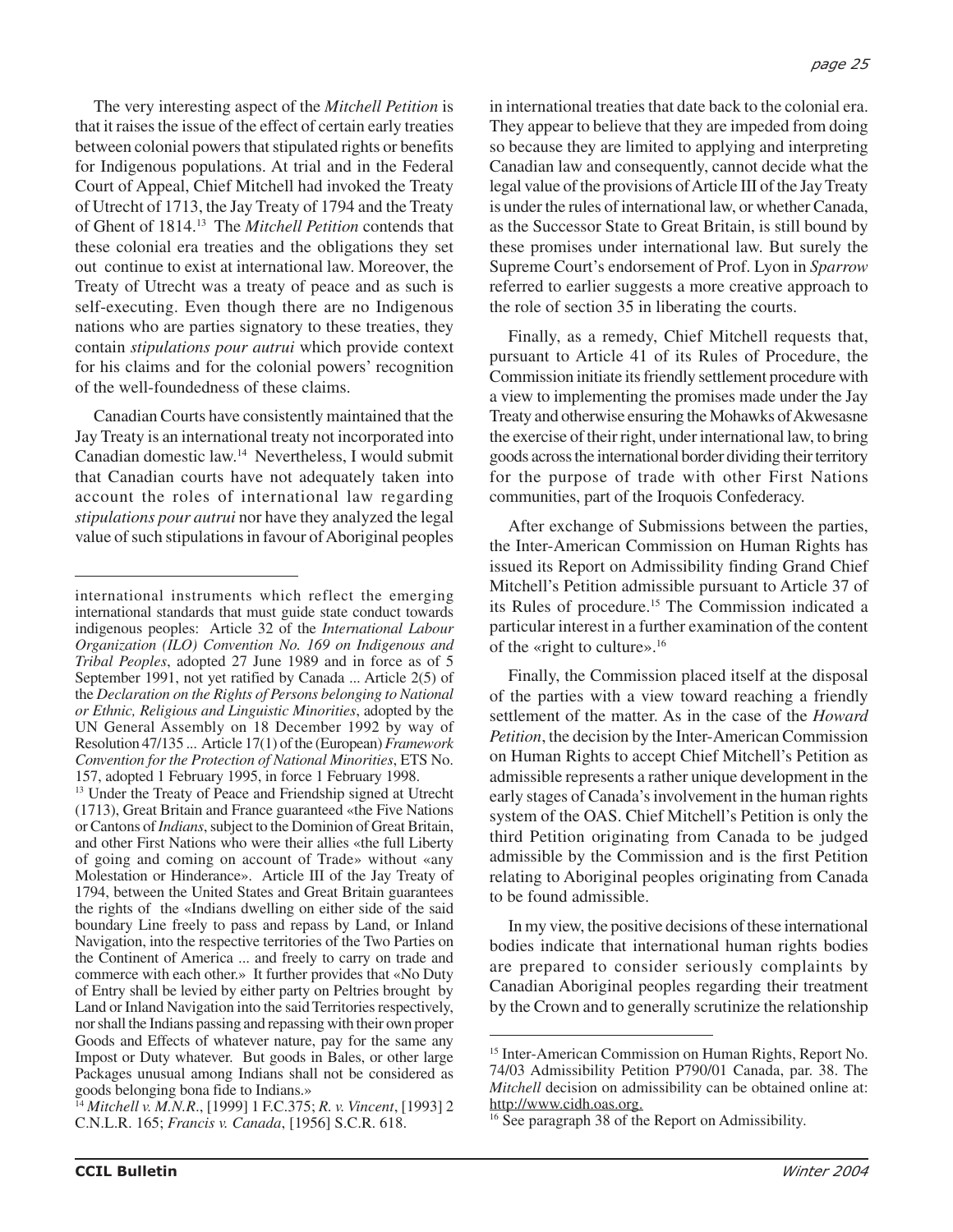The very interesting aspect of the *Mitchell Petition* is that it raises the issue of the effect of certain early treaties between colonial powers that stipulated rights or benefits for Indigenous populations. At trial and in the Federal Court of Appeal, Chief Mitchell had invoked the Treaty of Utrecht of 1713, the Jay Treaty of 1794 and the Treaty of Ghent of 1814.[13] The *Mitchell Petition* contends that these colonial era treaties and the obligations they set out continue to exist at international law. Moreover, the Treaty of Utrecht was a treaty of peace and as such is self-executing. Even though there are no Indigenous nations who are parties signatory to these treaties, they contain *stipulations pour autrui* which provide context for his claims and for the colonial powers' recognition of the well-foundedness of these claims.

Canadian Courts have consistently maintained that the Jay Treaty is an international treaty not incorporated into Canadian domestic law.[14] Nevertheless, I would submit that Canadian courts have not adequately taken into account the roles of international law regarding *stipulations pour autrui* nor have they analyzed the legal value of such stipulations in favour of Aboriginal peoples in international treaties that date back to the colonial era. They appear to believe that they are impeded from doing so because they are limited to applying and interpreting Canadian law and consequently, cannot decide what the legal value of the provisions of Article III of the Jay Treaty is under the rules of international law, or whether Canada, as the Successor State to Great Britain, is still bound by these promises under international law. But surely the Supreme Court's endorsement of Prof. Lyon in *Sparrow* referred to earlier suggests a more creative approach to the role of section 35 in liberating the courts.

Finally, as a remedy, Chief Mitchell requests that, pursuant to Article 41 of its Rules of Procedure, the Commission initiate its friendly settlement procedure with a view to implementing the promises made under the Jay Treaty and otherwise ensuring the Mohawks of Akwesasne the exercise of their right, under international law, to bring goods across the international border dividing their territory for the purpose of trade with other First Nations communities, part of the Iroquois Confederacy.

After exchange of Submissions between the parties, the Inter-American Commission on Human Rights has issued its Report on Admissibility finding Grand Chief Mitchell's Petition admissible pursuant to Article 37 of its Rules of procedure.[15] The Commission indicated a particular interest in a further examination of the content of the «right to culture».[16]

Finally, the Commission placed itself at the disposal of the parties with a view toward reaching a friendly settlement of the matter. As in the case of the *Howard Petition*, the decision by the Inter-American Commission on Human Rights to accept Chief Mitchell's Petition as admissible represents a rather unique development in the early stages of Canada's involvement in the human rights system of the OAS. Chief Mitchell's Petition is only the third Petition originating from Canada to be judged admissible by the Commission and is the first Petition relating to Aboriginal peoples originating from Canada to be found admissible.

In my view, the positive decisions of these international bodies indicate that international human rights bodies are prepared to consider seriously complaints by Canadian Aboriginal peoples regarding their treatment by the Crown and to generally scrutinize the relationship

---

international instruments which reflect the emerging international standards that must guide state conduct towards indigenous peoples: Article 32 of the *International Labour Organization (ILO) Convention No. 169 on Indigenous and Tribal Peoples*, adopted 27 June 1989 and in force as of 5 September 1991, not yet ratified by Canada ... Article 2(5) of the *Declaration on the Rights of Persons belonging to National or Ethnic, Religious and Linguistic Minorities*, adopted by the UN General Assembly on 18 December 1992 by way of Resolution 47/135 ... Article 17(1) of the (European) *Framework Convention for the Protection of National Minorities*, ETS No. 157, adopted 1 February 1995, in force 1 February 1998.

[13] Under the Treaty of Peace and Friendship signed at Utrecht (1713), Great Britain and France guaranteed «the Five Nations or Cantons of *Indians*, subject to the Dominion of Great Britain, and other First Nations who were their allies «the full Liberty of going and coming on account of Trade» without «any Molestation or Hinderance». Article III of the Jay Treaty of 1794, between the United States and Great Britain guarantees the rights of the «Indians dwelling on either side of the said boundary Line freely to pass and repass by Land, or Inland Navigation, into the respective territories of the Two Parties on the Continent of America ... and freely to carry on trade and commerce with each other.» It further provides that «No Duty of Entry shall be levied by either party on Peltries brought by Land or Inland Navigation into the said Territories respectively, nor shall the Indians passing and repassing with their own proper Goods and Effects of whatever nature, pay for the same any Impost or Duty whatever. But goods in Bales, or other large Packages unusual among Indians shall not be considered as goods belonging bona fide to Indians.»

[14] *Mitchell v. M.N.R.*, [1999] 1 F.C.375; *R. v. Vincent*, [1993] 2 C.N.L.R. 165; *Francis v. Canada*, [1956] S.C.R. 618.

[15] Inter-American Commission on Human Rights, Report No. 74/03 Admissibility Petition P790/01 Canada, par. 38. The *Mitchell* decision on admissibility can be obtained online at: http://www.cidh.oas.org.

[16] See paragraph 38 of the Report on Admissibility.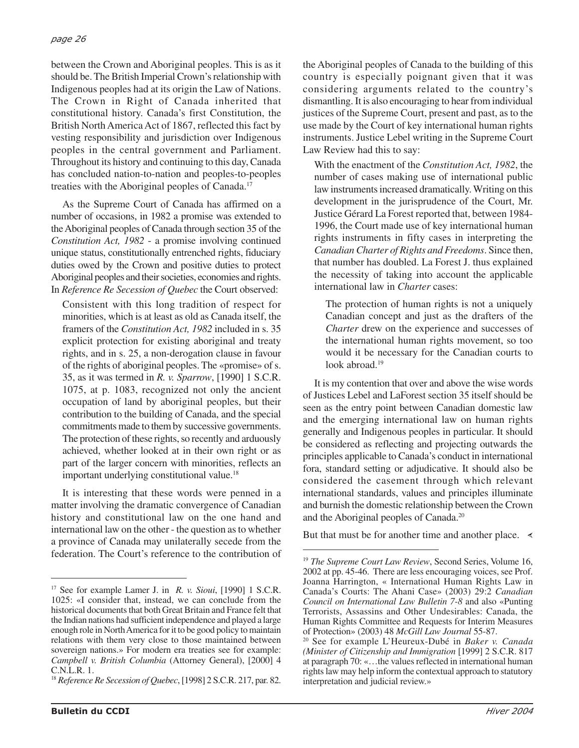between the Crown and Aboriginal peoples. This is as it should be. The British Imperial Crown's relationship with Indigenous peoples had at its origin the Law of Nations. The Crown in Right of Canada inherited that constitutional history. Canada's first Constitution, the British North America Act of 1867, reflected this fact by vesting responsibility and jurisdiction over Indigenous peoples in the central government and Parliament. Throughout its history and continuing to this day, Canada has concluded nation-to-nation and peoples-to-peoples treaties with the Aboriginal peoples of Canada.[17]

As the Supreme Court of Canada has affirmed on a number of occasions, in 1982 a promise was extended to the Aboriginal peoples of Canada through section 35 of the *Constitution Act, 1982* - a promise involving continued unique status, constitutionally entrenched rights, fiduciary duties owed by the Crown and positive duties to protect Aboriginal peoples and their societies, economies and rights. In *Reference Re Secession of Quebec* the Court observed:

> Consistent with this long tradition of respect for minorities, which is at least as old as Canada itself, the framers of the *Constitution Act, 1982* included in s. 35 explicit protection for existing aboriginal and treaty rights, and in s. 25, a non-derogation clause in favour of the rights of aboriginal peoples. The «promise» of s. 35, as it was termed in *R. v. Sparrow*, [1990] 1 S.C.R. 1075, at p. 1083, recognized not only the ancient occupation of land by aboriginal peoples, but their contribution to the building of Canada, and the special commitments made to them by successive governments. The protection of these rights, so recently and arduously achieved, whether looked at in their own right or as part of the larger concern with minorities, reflects an important underlying constitutional value.[18]

It is interesting that these words were penned in a matter involving the dramatic convergence of Canadian history and constitutional law on the one hand and international law on the other - the question as to whether a province of Canada may unilaterally secede from the federation. The Court's reference to the contribution of the Aboriginal peoples of Canada to the building of this country is especially poignant given that it was considering arguments related to the country's dismantling. It is also encouraging to hear from individual justices of the Supreme Court, present and past, as to the use made by the Court of key international human rights instruments. Justice Lebel writing in the Supreme Court Law Review had this to say:

> With the enactment of the *Constitution Act, 1982*, the number of cases making use of international public law instruments increased dramatically. Writing on this development in the jurisprudence of the Court, Mr. Justice Gérard La Forest reported that, between 1984-1996, the Court made use of key international human rights instruments in fifty cases in interpreting the *Canadian Charter of Rights and Freedoms*. Since then, that number has doubled. La Forest J. thus explained the necessity of taking into account the applicable international law in *Charter* cases:
>
> > The protection of human rights is not a uniquely Canadian concept and just as the drafters of the *Charter* drew on the experience and successes of the international human rights movement, so too would it be necessary for the Canadian courts to look abroad.[19]

It is my contention that over and above the wise words of Justices Lebel and LaForest section 35 itself should be seen as the entry point between Canadian domestic law and the emerging international law on human rights generally and Indigenous peoples in particular. It should be considered as reflecting and projecting outwards the principles applicable to Canada's conduct in international fora, standard setting or adjudicative. It should also be considered the casement through which relevant international standards, values and principles illuminate and burnish the domestic relationship between the Crown and the Aboriginal peoples of Canada.[20]

But that must be for another time and another place.

---

[17] See for example Lamer J. in *R. v. Sioui*, [1990] 1 S.C.R. 1025: «I consider that, instead, we can conclude from the historical documents that both Great Britain and France felt that the Indian nations had sufficient independence and played a large enough role in North America for it to be good policy to maintain relations with them very close to those maintained between sovereign nations.» For modern era treaties see for example: *Campbell v. British Columbia* (Attorney General), [2000] 4 C.N.L.R. 1.

[18] *Reference Re Secession of Quebec*, [1998] 2 S.C.R. 217, par. 82.

[19] *The Supreme Court Law Review*, Second Series, Volume 16, 2002 at pp. 45-46. There are less encouraging voices, see Prof. Joanna Harrington, « International Human Rights Law in Canada's Courts: The Ahani Case» (2003) 29:2 *Canadian Council on International Law Bulletin 7-8* and also «Punting Terrorists, Assassins and Other Undesirables: Canada, the Human Rights Committee and Requests for Interim Measures of Protection» (2003) 48 *McGill Law Journal* 55-87.

[20] See for example L'Heureux-Dubé in *Baker v. Canada (Minister of Citizenship and Immigration* [1999] 2 S.C.R. 817 at paragraph 70: «…the values reflected in international human rights law may help inform the contextual approach to statutory interpretation and judicial review.»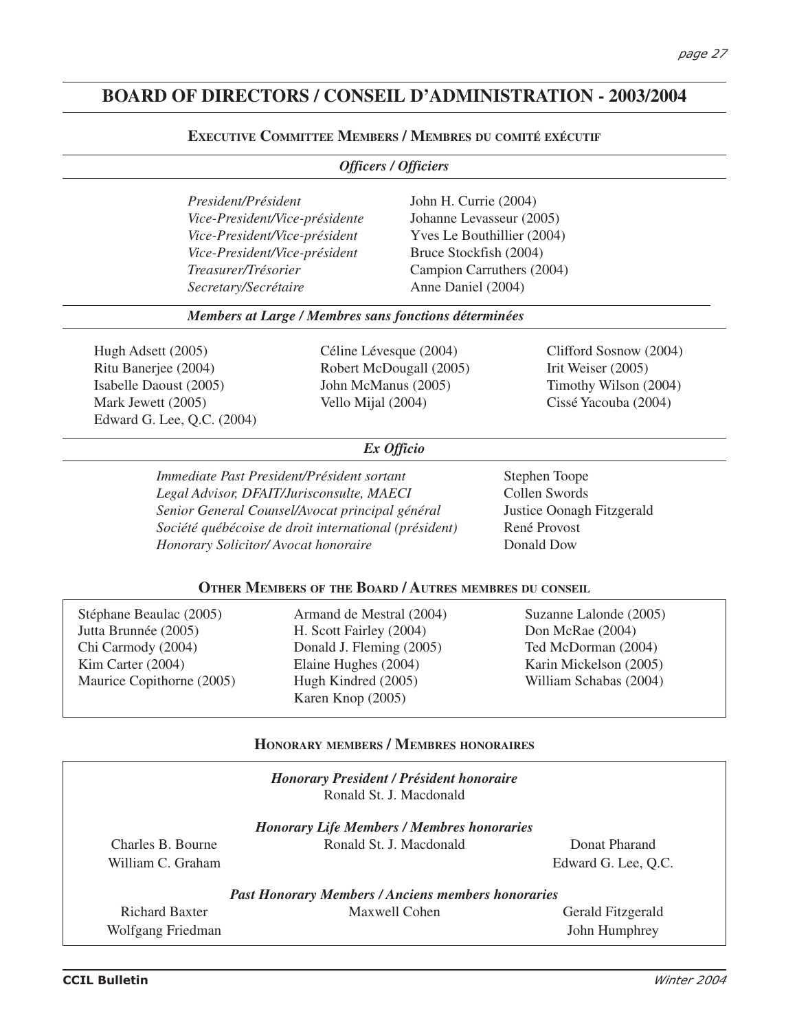# BOARD OF DIRECTORS / CONSEIL D'ADMINISTRATION - 2003/2004

## EXECUTIVE COMMITTEE MEMBERS / MEMBRES DU COMITÉ EXÉCUTIF

### *Officers / Officiers*

| | |
|---|---|
| *President/Président* | John H. Currie (2004) |
| *Vice-President/Vice-présidente* | Johanne Levasseur (2005) |
| *Vice-President/Vice-président* | Yves Le Bouthillier (2004) |
| *Vice-President/Vice-président* | Bruce Stockfish (2004) |
| *Treasurer/Trésorier* | Campion Carruthers (2004) |
| *Secretary/Secrétaire* | Anne Daniel (2004) |

### *Members at Large / Membres sans fonctions déterminées*

Hugh Adsett (2005)
Ritu Banerjee (2004)
Isabelle Daoust (2005)
Mark Jewett (2005)
Edward G. Lee, Q.C. (2004)
Céline Lévesque (2004)
Robert McDougall (2005)
John McManus (2005)
Vello Mijal (2004)
Clifford Sosnow (2004)
Irit Weiser (2005)
Timothy Wilson (2004)
Cissé Yacouba (2004)

### *Ex Officio*

| | |
|---|---|
| *Immediate Past President/Président sortant* | Stephen Toope |
| *Legal Advisor, DFAIT/Jurisconsulte, MAECI* | Collen Swords |
| *Senior General Counsel/Avocat principal général* | Justice Oonagh Fitzgerald |
| *Société québécoise de droit international (président)* | René Provost |
| *Honorary Solicitor/ Avocat honoraire* | Donald Dow |

## OTHER MEMBERS OF THE BOARD / AUTRES MEMBRES DU CONSEIL

Stéphane Beaulac (2005)
Jutta Brunnée (2005)
Chi Carmody (2004)
Kim Carter (2004)
Maurice Copithorne (2005)
Armand de Mestral (2004)
H. Scott Fairley (2004)
Donald J. Fleming (2005)
Elaine Hughes (2004)
Hugh Kindred (2005)
Karen Knop (2005)
Suzanne Lalonde (2005)
Don McRae (2004)
Ted McDorman (2004)
Karin Mickelson (2005)
William Schabas (2004)

## HONORARY MEMBERS / MEMBRES HONORAIRES

***Honorary President / Président honoraire***
Ronald St. J. Macdonald

***Honorary Life Members / Membres honoraries***

Charles B. Bourne
William C. Graham
Ronald St. J. Macdonald
Donat Pharand
Edward G. Lee, Q.C.

***Past Honorary Members / Anciens members honoraries***

Richard Baxter
Wolfgang Friedman
Maxwell Cohen
Gerald Fitzgerald
John Humphrey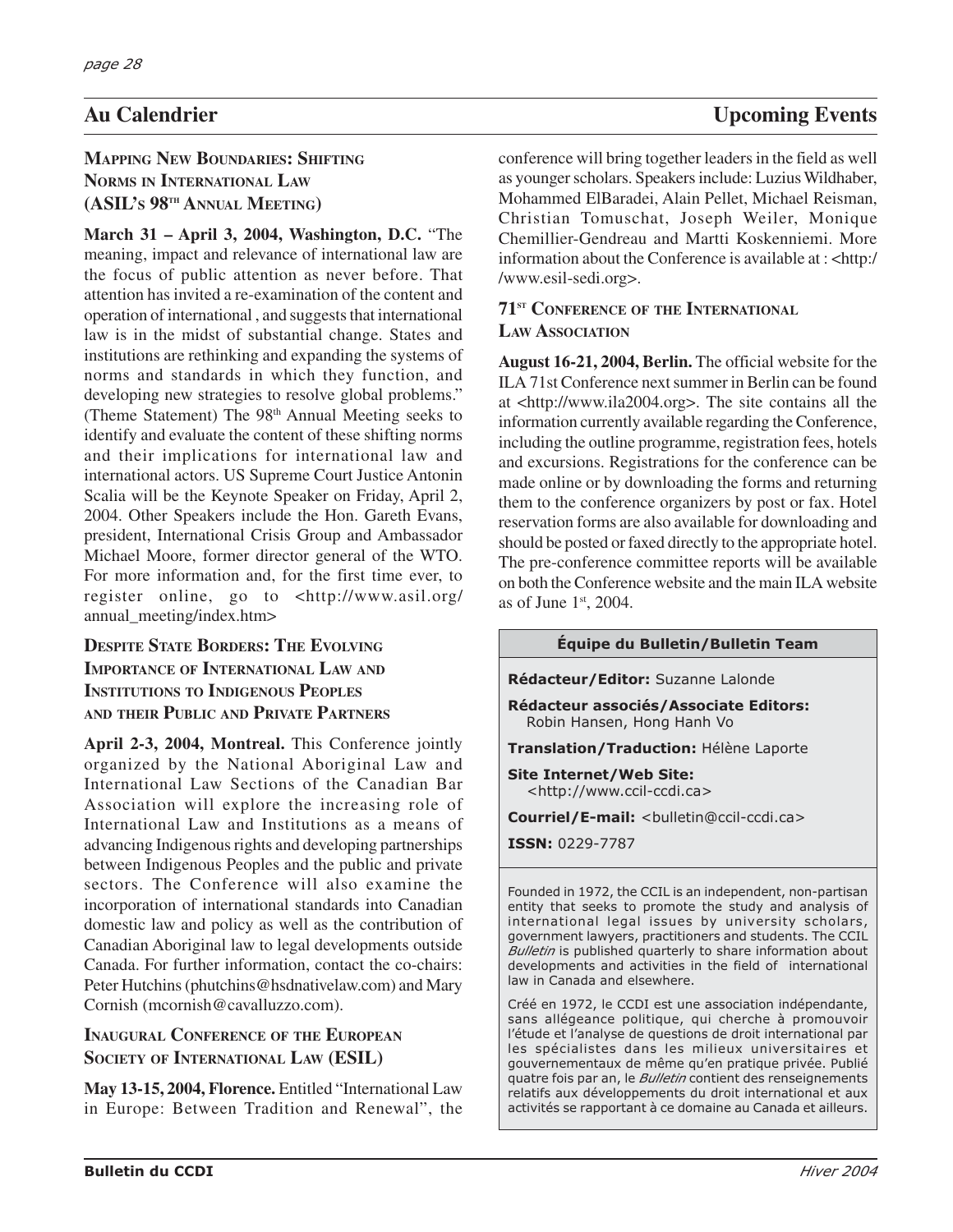# Au Calendrier — Upcoming Events

### MAPPING NEW BOUNDARIES: SHIFTING NORMS IN INTERNATIONAL LAW (ASIL'S 98TH ANNUAL MEETING)

**March 31 – April 3, 2004, Washington, D.C.** "The meaning, impact and relevance of international law are the focus of public attention as never before. That attention has invited a re-examination of the content and operation of international , and suggests that international law is in the midst of substantial change. States and institutions are rethinking and expanding the systems of norms and standards in which they function, and developing new strategies to resolve global problems." (Theme Statement) The 98th Annual Meeting seeks to identify and evaluate the content of these shifting norms and their implications for international law and international actors. US Supreme Court Justice Antonin Scalia will be the Keynote Speaker on Friday, April 2, 2004. Other Speakers include the Hon. Gareth Evans, president, International Crisis Group and Ambassador Michael Moore, former director general of the WTO. For more information and, for the first time ever, to register online, go to <http://www.asil.org/annual_meeting/index.htm>

### DESPITE STATE BORDERS: THE EVOLVING IMPORTANCE OF INTERNATIONAL LAW AND INSTITUTIONS TO INDIGENOUS PEOPLES AND THEIR PUBLIC AND PRIVATE PARTNERS

**April 2-3, 2004, Montreal.** This Conference jointly organized by the National Aboriginal Law and International Law Sections of the Canadian Bar Association will explore the increasing role of International Law and Institutions as a means of advancing Indigenous rights and developing partnerships between Indigenous Peoples and the public and private sectors. The Conference will also examine the incorporation of international standards into Canadian domestic law and policy as well as the contribution of Canadian Aboriginal law to legal developments outside Canada. For further information, contact the co-chairs: Peter Hutchins (phutchins@hsdnativelaw.com) and Mary Cornish (mcornish@cavalluzzo.com).

### INAUGURAL CONFERENCE OF THE EUROPEAN SOCIETY OF INTERNATIONAL LAW (ESIL)

**May 13-15, 2004, Florence.** Entitled "International Law in Europe: Between Tradition and Renewal", the conference will bring together leaders in the field as well as younger scholars. Speakers include: Luzius Wildhaber, Mohammed ElBaradei, Alain Pellet, Michael Reisman, Christian Tomuschat, Joseph Weiler, Monique Chemillier-Gendreau and Martti Koskenniemi. More information about the Conference is available at : <http://www.esil-sedi.org>.

### 71ST CONFERENCE OF THE INTERNATIONAL LAW ASSOCIATION

**August 16-21, 2004, Berlin.** The official website for the ILA 71st Conference next summer in Berlin can be found at <http://www.ila2004.org>. The site contains all the information currently available regarding the Conference, including the outline programme, registration fees, hotels and excursions. Registrations for the conference can be made online or by downloading the forms and returning them to the conference organizers by post or fax. Hotel reservation forms are also available for downloading and should be posted or faxed directly to the appropriate hotel. The pre-conference committee reports will be available on both the Conference website and the main ILA website as of June 1st, 2004.

---

**Équipe du Bulletin/Bulletin Team**

**Rédacteur/Editor:** Suzanne Lalonde

**Rédacteur associés/Associate Editors:** Robin Hansen, Hong Hanh Vo

**Translation/Traduction:** Hélène Laporte

**Site Internet/Web Site:** <http://www.ccil-ccdi.ca>

**Courriel/E-mail:** <bulletin@ccil-ccdi.ca>

**ISSN:** 0229-7787

Founded in 1972, the CCIL is an independent, non-partisan entity that seeks to promote the study and analysis of international legal issues by university scholars, government lawyers, practitioners and students. The CCIL *Bulletin* is published quarterly to share information about developments and activities in the field of international law in Canada and elsewhere.

Créé en 1972, le CCDI est une association indépendante, sans allégeance politique, qui cherche à promouvoir l'étude et l'analyse de questions de droit international par les spécialistes dans les milieux universitaires et gouvernementaux de même qu'en pratique privée. Publié quatre fois par an, le *Bulletin* contient des renseignements relatifs aux développements du droit international et aux activités se rapportant à ce domaine au Canada et ailleurs.